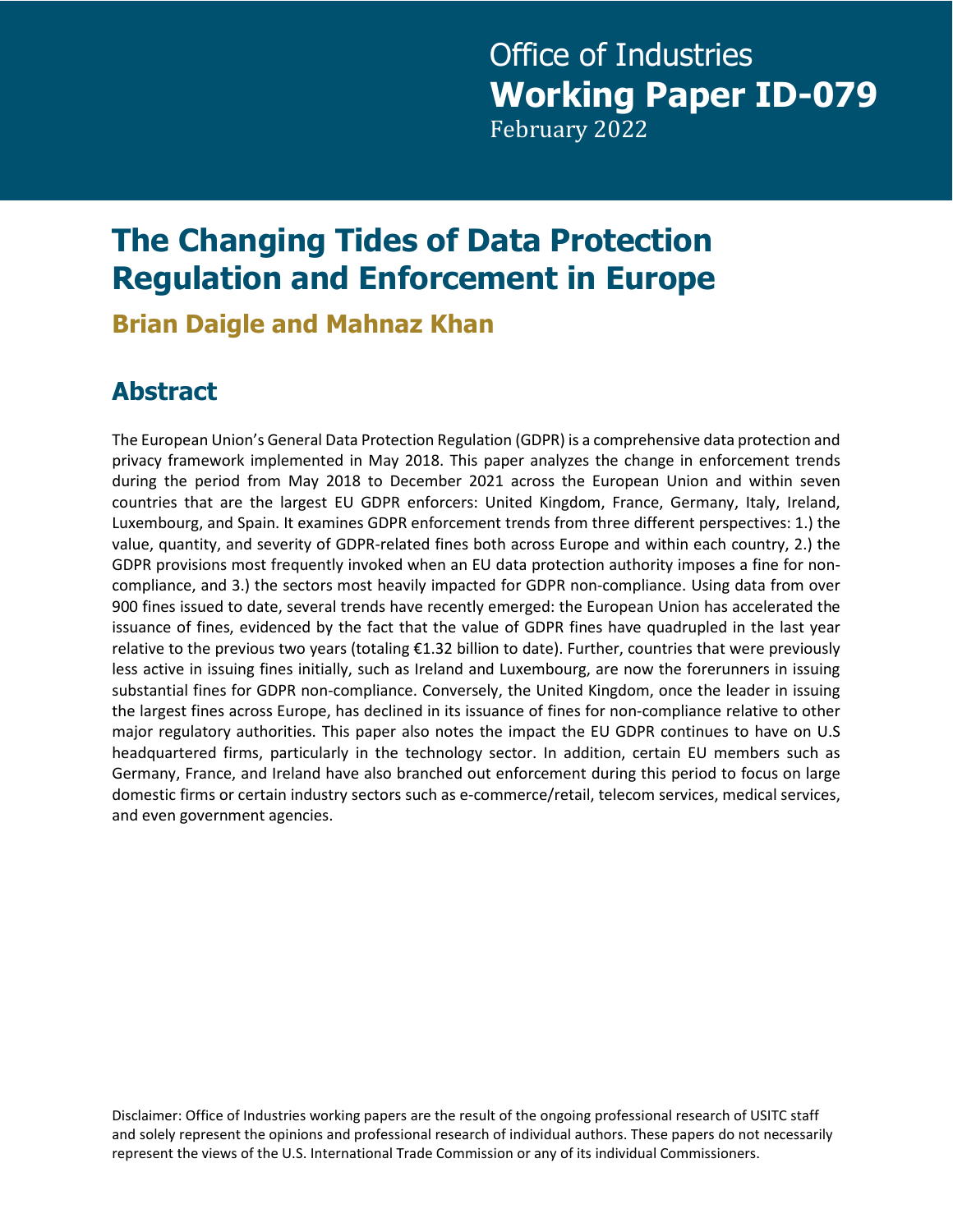Office of Industries
**Working Paper ID-079**
February 2022

# The Changing Tides of Data Protection Regulation and Enforcement in Europe

## Brian Daigle and Mahnaz Khan

## Abstract

The European Union's General Data Protection Regulation (GDPR) is a comprehensive data protection and privacy framework implemented in May 2018. This paper analyzes the change in enforcement trends during the period from May 2018 to December 2021 across the European Union and within seven countries that are the largest EU GDPR enforcers: United Kingdom, France, Germany, Italy, Ireland, Luxembourg, and Spain. It examines GDPR enforcement trends from three different perspectives: 1.) the value, quantity, and severity of GDPR-related fines both across Europe and within each country, 2.) the GDPR provisions most frequently invoked when an EU data protection authority imposes a fine for non-compliance, and 3.) the sectors most heavily impacted for GDPR non-compliance. Using data from over 900 fines issued to date, several trends have recently emerged: the European Union has accelerated the issuance of fines, evidenced by the fact that the value of GDPR fines have quadrupled in the last year relative to the previous two years (totaling €1.32 billion to date). Further, countries that were previously less active in issuing fines initially, such as Ireland and Luxembourg, are now the forerunners in issuing substantial fines for GDPR non-compliance. Conversely, the United Kingdom, once the leader in issuing the largest fines across Europe, has declined in its issuance of fines for non-compliance relative to other major regulatory authorities. This paper also notes the impact the EU GDPR continues to have on U.S headquartered firms, particularly in the technology sector. In addition, certain EU members such as Germany, France, and Ireland have also branched out enforcement during this period to focus on large domestic firms or certain industry sectors such as e-commerce/retail, telecom services, medical services, and even government agencies.

Disclaimer: Office of Industries working papers are the result of the ongoing professional research of USITC staff and solely represent the opinions and professional research of individual authors. These papers do not necessarily represent the views of the U.S. International Trade Commission or any of its individual Commissioners.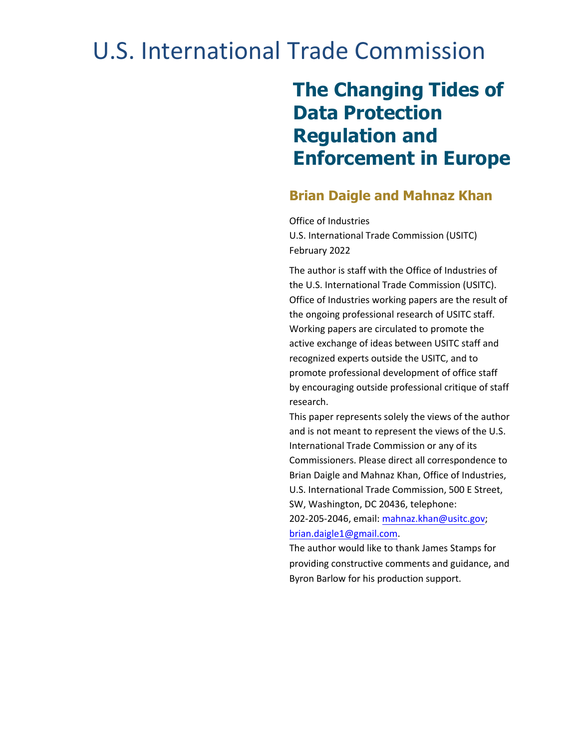# U.S. International Trade Commission

## The Changing Tides of Data Protection Regulation and Enforcement in Europe

### Brian Daigle and Mahnaz Khan

Office of Industries
U.S. International Trade Commission (USITC)
February 2022

The author is staff with the Office of Industries of the U.S. International Trade Commission (USITC). Office of Industries working papers are the result of the ongoing professional research of USITC staff. Working papers are circulated to promote the active exchange of ideas between USITC staff and recognized experts outside the USITC, and to promote professional development of office staff by encouraging outside professional critique of staff research.

This paper represents solely the views of the author and is not meant to represent the views of the U.S. International Trade Commission or any of its Commissioners. Please direct all correspondence to Brian Daigle and Mahnaz Khan, Office of Industries, U.S. International Trade Commission, 500 E Street, SW, Washington, DC 20436, telephone: 202-205-2046, email: mahnaz.khan@usitc.gov; brian.daigle1@gmail.com.

The author would like to thank James Stamps for providing constructive comments and guidance, and Byron Barlow for his production support.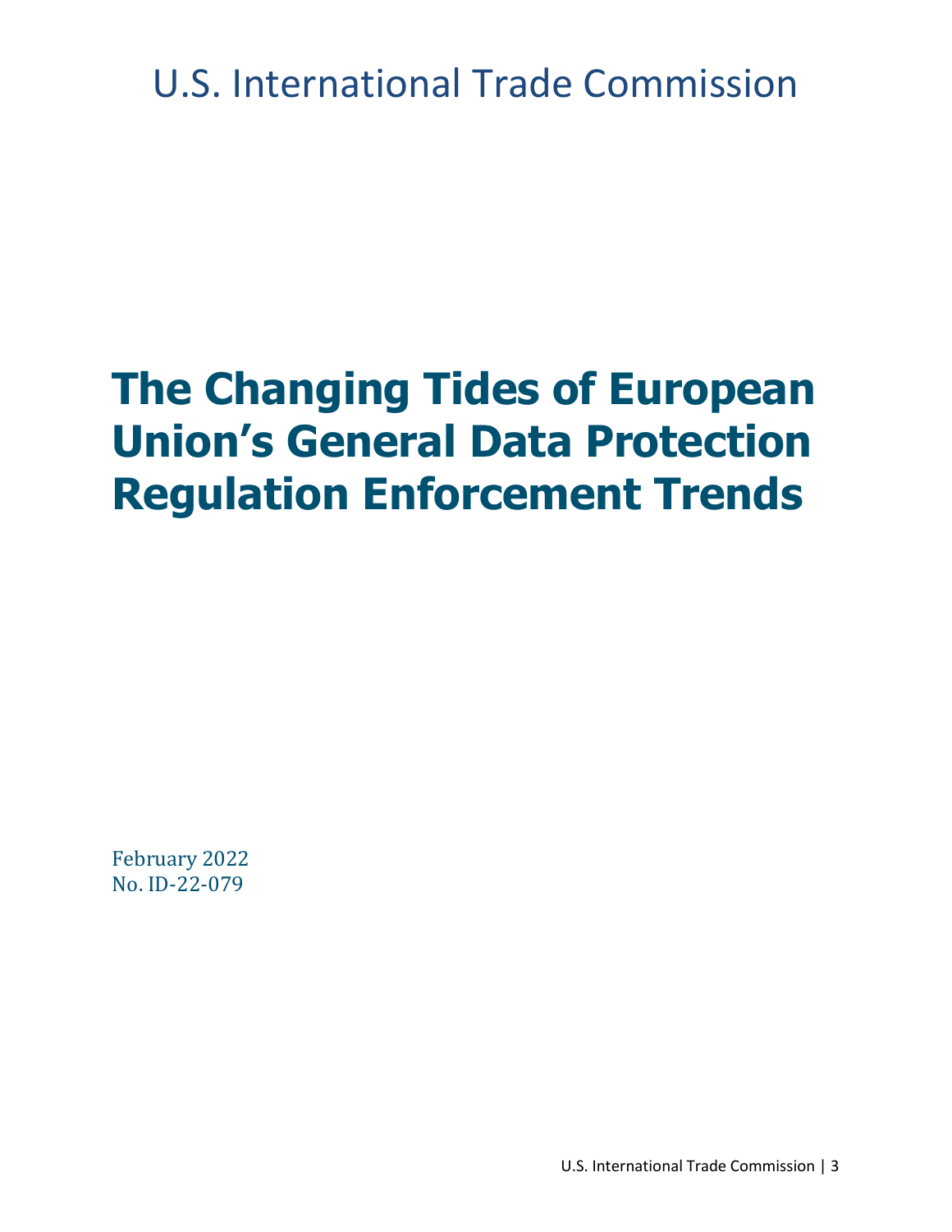U.S. International Trade Commission

# The Changing Tides of European Union's General Data Protection Regulation Enforcement Trends

February 2022
No. ID-22-079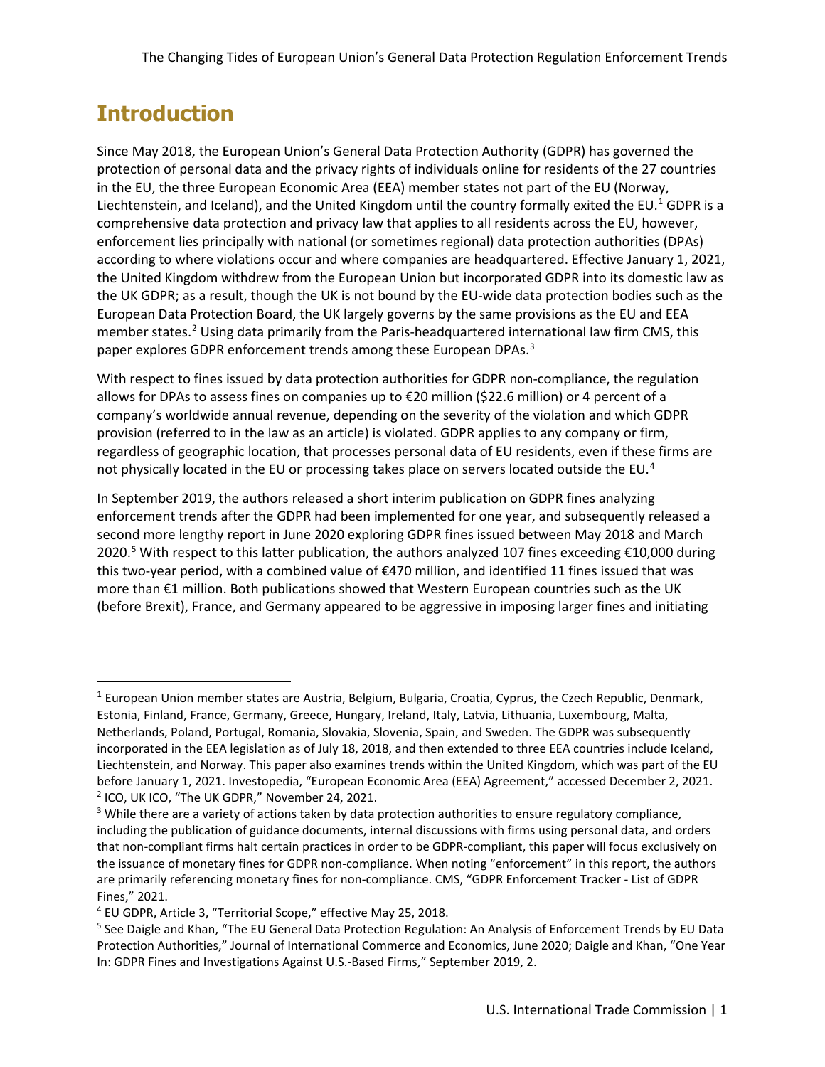# Introduction

Since May 2018, the European Union's General Data Protection Authority (GDPR) has governed the protection of personal data and the privacy rights of individuals online for residents of the 27 countries in the EU, the three European Economic Area (EEA) member states not part of the EU (Norway, Liechtenstein, and Iceland), and the United Kingdom until the country formally exited the EU.[1] GDPR is a comprehensive data protection and privacy law that applies to all residents across the EU, however, enforcement lies principally with national (or sometimes regional) data protection authorities (DPAs) according to where violations occur and where companies are headquartered. Effective January 1, 2021, the United Kingdom withdrew from the European Union but incorporated GDPR into its domestic law as the UK GDPR; as a result, though the UK is not bound by the EU-wide data protection bodies such as the European Data Protection Board, the UK largely governs by the same provisions as the EU and EEA member states.[2] Using data primarily from the Paris-headquartered international law firm CMS, this paper explores GDPR enforcement trends among these European DPAs.[3]

With respect to fines issued by data protection authorities for GDPR non-compliance, the regulation allows for DPAs to assess fines on companies up to €20 million ($22.6 million) or 4 percent of a company's worldwide annual revenue, depending on the severity of the violation and which GDPR provision (referred to in the law as an article) is violated. GDPR applies to any company or firm, regardless of geographic location, that processes personal data of EU residents, even if these firms are not physically located in the EU or processing takes place on servers located outside the EU.[4]

In September 2019, the authors released a short interim publication on GDPR fines analyzing enforcement trends after the GDPR had been implemented for one year, and subsequently released a second more lengthy report in June 2020 exploring GDPR fines issued between May 2018 and March 2020.[5] With respect to this latter publication, the authors analyzed 107 fines exceeding €10,000 during this two-year period, with a combined value of €470 million, and identified 11 fines issued that was more than €1 million. Both publications showed that Western European countries such as the UK (before Brexit), France, and Germany appeared to be aggressive in imposing larger fines and initiating

---

[1] European Union member states are Austria, Belgium, Bulgaria, Croatia, Cyprus, the Czech Republic, Denmark, Estonia, Finland, France, Germany, Greece, Hungary, Ireland, Italy, Latvia, Lithuania, Luxembourg, Malta, Netherlands, Poland, Portugal, Romania, Slovakia, Slovenia, Spain, and Sweden. The GDPR was subsequently incorporated in the EEA legislation as of July 18, 2018, and then extended to three EEA countries include Iceland, Liechtenstein, and Norway. This paper also examines trends within the United Kingdom, which was part of the EU before January 1, 2021. Investopedia, "European Economic Area (EEA) Agreement," accessed December 2, 2021.

[2] ICO, UK ICO, "The UK GDPR," November 24, 2021.

[3] While there are a variety of actions taken by data protection authorities to ensure regulatory compliance, including the publication of guidance documents, internal discussions with firms using personal data, and orders that non-compliant firms halt certain practices in order to be GDPR-compliant, this paper will focus exclusively on the issuance of monetary fines for GDPR non-compliance. When noting "enforcement" in this report, the authors are primarily referencing monetary fines for non-compliance. CMS, "GDPR Enforcement Tracker - List of GDPR Fines," 2021.

[4] EU GDPR, Article 3, "Territorial Scope," effective May 25, 2018.

[5] See Daigle and Khan, "The EU General Data Protection Regulation: An Analysis of Enforcement Trends by EU Data Protection Authorities," Journal of International Commerce and Economics, June 2020; Daigle and Khan, "One Year In: GDPR Fines and Investigations Against U.S.-Based Firms," September 2019, 2.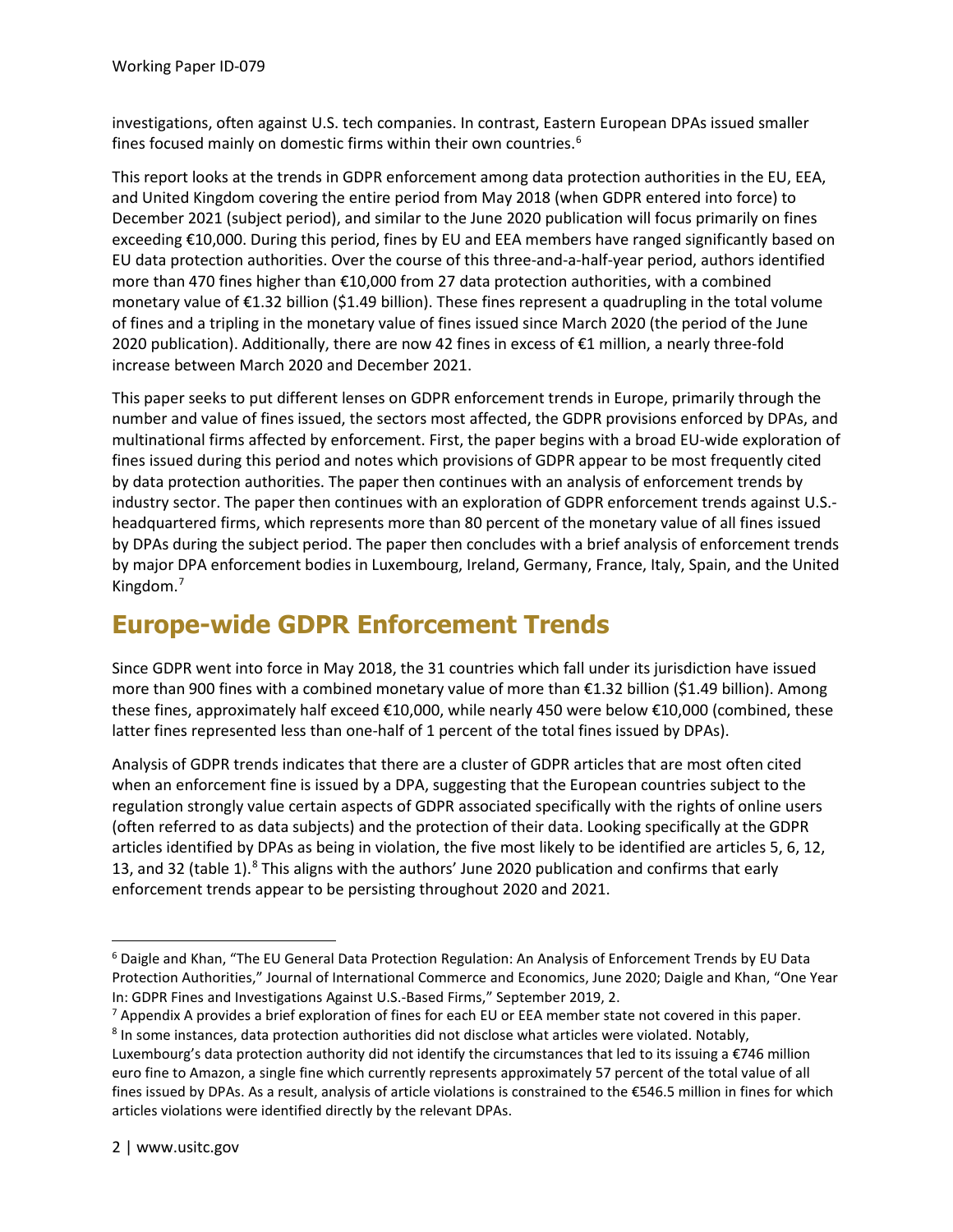investigations, often against U.S. tech companies. In contrast, Eastern European DPAs issued smaller fines focused mainly on domestic firms within their own countries.[6]

This report looks at the trends in GDPR enforcement among data protection authorities in the EU, EEA, and United Kingdom covering the entire period from May 2018 (when GDPR entered into force) to December 2021 (subject period), and similar to the June 2020 publication will focus primarily on fines exceeding €10,000. During this period, fines by EU and EEA members have ranged significantly based on EU data protection authorities. Over the course of this three-and-a-half-year period, authors identified more than 470 fines higher than €10,000 from 27 data protection authorities, with a combined monetary value of €1.32 billion ($1.49 billion). These fines represent a quadrupling in the total volume of fines and a tripling in the monetary value of fines issued since March 2020 (the period of the June 2020 publication). Additionally, there are now 42 fines in excess of €1 million, a nearly three-fold increase between March 2020 and December 2021.

This paper seeks to put different lenses on GDPR enforcement trends in Europe, primarily through the number and value of fines issued, the sectors most affected, the GDPR provisions enforced by DPAs, and multinational firms affected by enforcement. First, the paper begins with a broad EU-wide exploration of fines issued during this period and notes which provisions of GDPR appear to be most frequently cited by data protection authorities. The paper then continues with an analysis of enforcement trends by industry sector. The paper then continues with an exploration of GDPR enforcement trends against U.S.-headquartered firms, which represents more than 80 percent of the monetary value of all fines issued by DPAs during the subject period. The paper then concludes with a brief analysis of enforcement trends by major DPA enforcement bodies in Luxembourg, Ireland, Germany, France, Italy, Spain, and the United Kingdom.[7]

## Europe-wide GDPR Enforcement Trends

Since GDPR went into force in May 2018, the 31 countries which fall under its jurisdiction have issued more than 900 fines with a combined monetary value of more than €1.32 billion ($1.49 billion). Among these fines, approximately half exceed €10,000, while nearly 450 were below €10,000 (combined, these latter fines represented less than one-half of 1 percent of the total fines issued by DPAs).

Analysis of GDPR trends indicates that there are a cluster of GDPR articles that are most often cited when an enforcement fine is issued by a DPA, suggesting that the European countries subject to the regulation strongly value certain aspects of GDPR associated specifically with the rights of online users (often referred to as data subjects) and the protection of their data. Looking specifically at the GDPR articles identified by DPAs as being in violation, the five most likely to be identified are articles 5, 6, 12, 13, and 32 (table 1).[8] This aligns with the authors' June 2020 publication and confirms that early enforcement trends appear to be persisting throughout 2020 and 2021.

---

[6] Daigle and Khan, "The EU General Data Protection Regulation: An Analysis of Enforcement Trends by EU Data Protection Authorities," Journal of International Commerce and Economics, June 2020; Daigle and Khan, "One Year In: GDPR Fines and Investigations Against U.S.-Based Firms," September 2019, 2.

[7] Appendix A provides a brief exploration of fines for each EU or EEA member state not covered in this paper.

[8] In some instances, data protection authorities did not disclose what articles were violated. Notably, Luxembourg's data protection authority did not identify the circumstances that led to its issuing a €746 million euro fine to Amazon, a single fine which currently represents approximately 57 percent of the total value of all fines issued by DPAs. As a result, analysis of article violations is constrained to the €546.5 million in fines for which articles violations were identified directly by the relevant DPAs.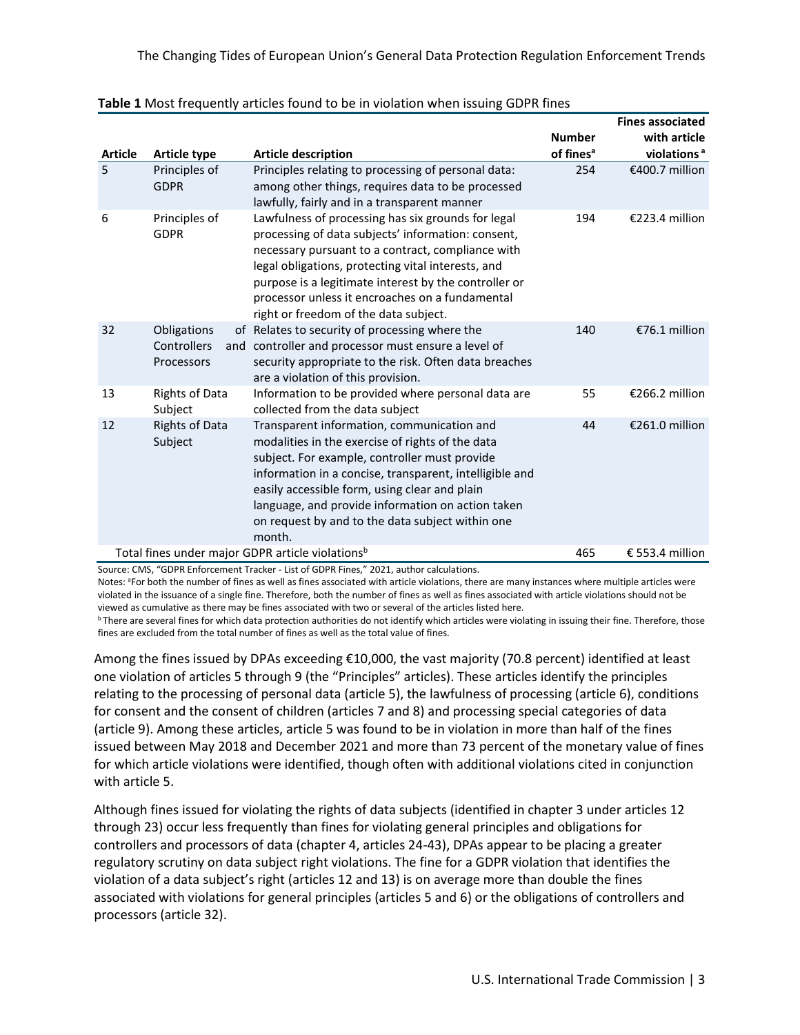**Table 1** Most frequently articles found to be in violation when issuing GDPR fines

| Article | Article type | Article description | Number of fines[a] | Fines associated with article violations[a] |
|---|---|---|---|---|
| 5 | Principles of GDPR | Principles relating to processing of personal data: among other things, requires data to be processed lawfully, fairly and in a transparent manner | 254 | €400.7 million |
| 6 | Principles of GDPR | Lawfulness of processing has six grounds for legal processing of data subjects' information: consent, necessary pursuant to a contract, compliance with legal obligations, protecting vital interests, and purpose is a legitimate interest by the controller or processor unless it encroaches on a fundamental right or freedom of the data subject. | 194 | €223.4 million |
| 32 | Obligations of Controllers and Processors | Relates to security of processing where the controller and processor must ensure a level of security appropriate to the risk. Often data breaches are a violation of this provision. | 140 | €76.1 million |
| 13 | Rights of Data Subject | Information to be provided where personal data are collected from the data subject | 55 | €266.2 million |
| 12 | Rights of Data Subject | Transparent information, communication and modalities in the exercise of rights of the data subject. For example, controller must provide information in a concise, transparent, intelligible and easily accessible form, using clear and plain language, and provide information on action taken on request by and to the data subject within one month. | 44 | €261.0 million |
| Total fines under major GDPR article violations[b] | | | 465 | € 553.4 million |

Source: CMS, "GDPR Enforcement Tracker - List of GDPR Fines," 2021, author calculations.

Notes: [a]For both the number of fines as well as fines associated with article violations, there are many instances where multiple articles were violated in the issuance of a single fine. Therefore, both the number of fines as well as fines associated with article violations should not be viewed as cumulative as there may be fines associated with two or several of the articles listed here.

[b]There are several fines for which data protection authorities do not identify which articles were violating in issuing their fine. Therefore, those fines are excluded from the total number of fines as well as the total value of fines.

Among the fines issued by DPAs exceeding €10,000, the vast majority (70.8 percent) identified at least one violation of articles 5 through 9 (the "Principles" articles). These articles identify the principles relating to the processing of personal data (article 5), the lawfulness of processing (article 6), conditions for consent and the consent of children (articles 7 and 8) and processing special categories of data (article 9). Among these articles, article 5 was found to be in violation in more than half of the fines issued between May 2018 and December 2021 and more than 73 percent of the monetary value of fines for which article violations were identified, though often with additional violations cited in conjunction with article 5.

Although fines issued for violating the rights of data subjects (identified in chapter 3 under articles 12 through 23) occur less frequently than fines for violating general principles and obligations for controllers and processors of data (chapter 4, articles 24-43), DPAs appear to be placing a greater regulatory scrutiny on data subject right violations. The fine for a GDPR violation that identifies the violation of a data subject's right (articles 12 and 13) is on average more than double the fines associated with violations for general principles (articles 5 and 6) or the obligations of controllers and processors (article 32).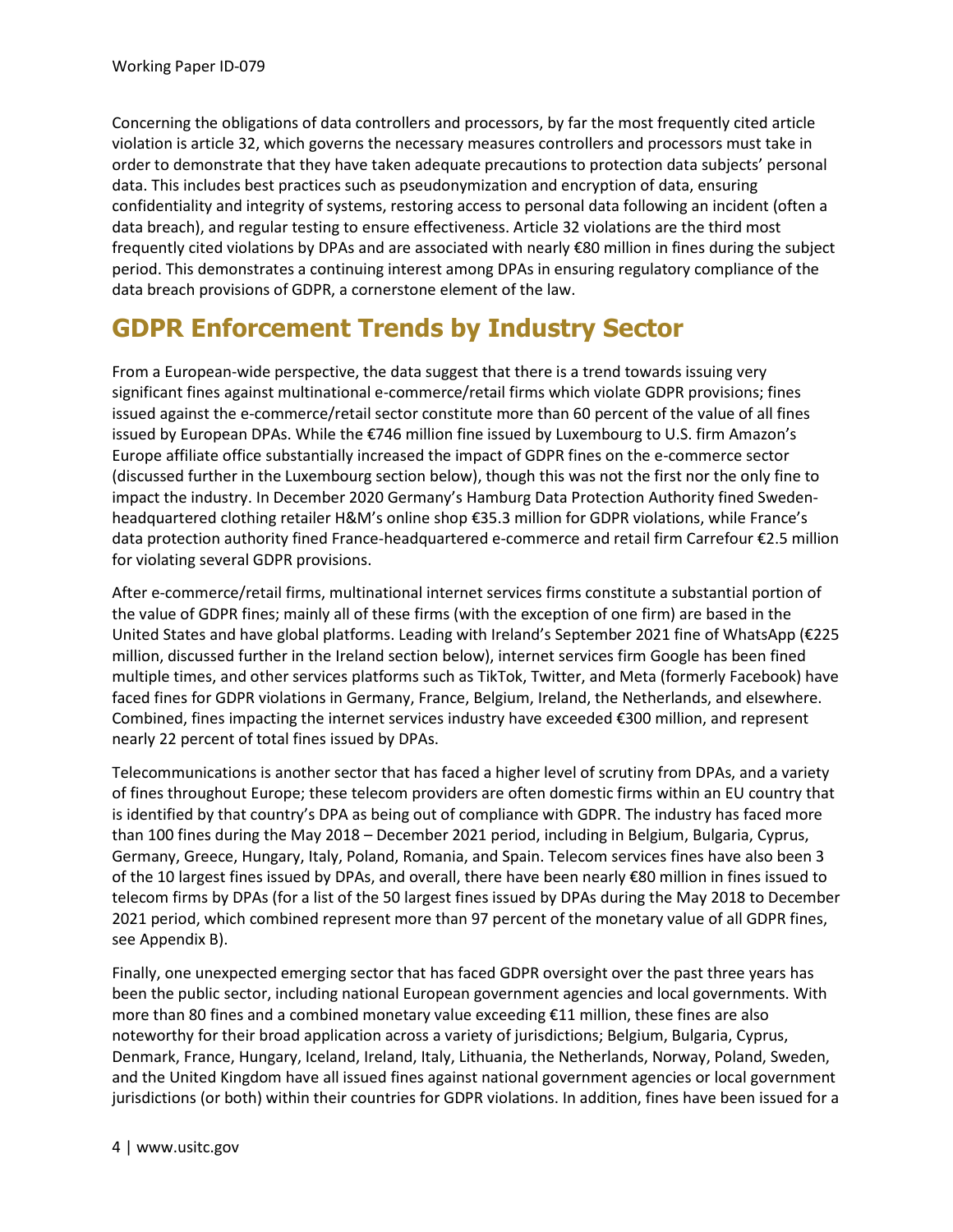Concerning the obligations of data controllers and processors, by far the most frequently cited article violation is article 32, which governs the necessary measures controllers and processors must take in order to demonstrate that they have taken adequate precautions to protection data subjects' personal data. This includes best practices such as pseudonymization and encryption of data, ensuring confidentiality and integrity of systems, restoring access to personal data following an incident (often a data breach), and regular testing to ensure effectiveness. Article 32 violations are the third most frequently cited violations by DPAs and are associated with nearly €80 million in fines during the subject period. This demonstrates a continuing interest among DPAs in ensuring regulatory compliance of the data breach provisions of GDPR, a cornerstone element of the law.

## GDPR Enforcement Trends by Industry Sector

From a European-wide perspective, the data suggest that there is a trend towards issuing very significant fines against multinational e-commerce/retail firms which violate GDPR provisions; fines issued against the e-commerce/retail sector constitute more than 60 percent of the value of all fines issued by European DPAs. While the €746 million fine issued by Luxembourg to U.S. firm Amazon's Europe affiliate office substantially increased the impact of GDPR fines on the e-commerce sector (discussed further in the Luxembourg section below), though this was not the first nor the only fine to impact the industry. In December 2020 Germany's Hamburg Data Protection Authority fined Sweden-headquartered clothing retailer H&M's online shop €35.3 million for GDPR violations, while France's data protection authority fined France-headquartered e-commerce and retail firm Carrefour €2.5 million for violating several GDPR provisions.

After e-commerce/retail firms, multinational internet services firms constitute a substantial portion of the value of GDPR fines; mainly all of these firms (with the exception of one firm) are based in the United States and have global platforms. Leading with Ireland's September 2021 fine of WhatsApp (€225 million, discussed further in the Ireland section below), internet services firm Google has been fined multiple times, and other services platforms such as TikTok, Twitter, and Meta (formerly Facebook) have faced fines for GDPR violations in Germany, France, Belgium, Ireland, the Netherlands, and elsewhere. Combined, fines impacting the internet services industry have exceeded €300 million, and represent nearly 22 percent of total fines issued by DPAs.

Telecommunications is another sector that has faced a higher level of scrutiny from DPAs, and a variety of fines throughout Europe; these telecom providers are often domestic firms within an EU country that is identified by that country's DPA as being out of compliance with GDPR. The industry has faced more than 100 fines during the May 2018 – December 2021 period, including in Belgium, Bulgaria, Cyprus, Germany, Greece, Hungary, Italy, Poland, Romania, and Spain. Telecom services fines have also been 3 of the 10 largest fines issued by DPAs, and overall, there have been nearly €80 million in fines issued to telecom firms by DPAs (for a list of the 50 largest fines issued by DPAs during the May 2018 to December 2021 period, which combined represent more than 97 percent of the monetary value of all GDPR fines, see Appendix B).

Finally, one unexpected emerging sector that has faced GDPR oversight over the past three years has been the public sector, including national European government agencies and local governments. With more than 80 fines and a combined monetary value exceeding €11 million, these fines are also noteworthy for their broad application across a variety of jurisdictions; Belgium, Bulgaria, Cyprus, Denmark, France, Hungary, Iceland, Ireland, Italy, Lithuania, the Netherlands, Norway, Poland, Sweden, and the United Kingdom have all issued fines against national government agencies or local government jurisdictions (or both) within their countries for GDPR violations. In addition, fines have been issued for a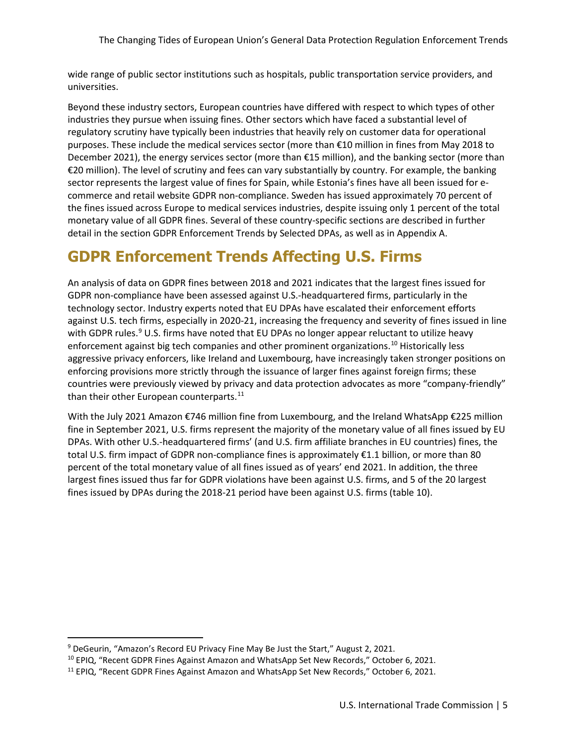wide range of public sector institutions such as hospitals, public transportation service providers, and universities.

Beyond these industry sectors, European countries have differed with respect to which types of other industries they pursue when issuing fines. Other sectors which have faced a substantial level of regulatory scrutiny have typically been industries that heavily rely on customer data for operational purposes. These include the medical services sector (more than €10 million in fines from May 2018 to December 2021), the energy services sector (more than €15 million), and the banking sector (more than €20 million). The level of scrutiny and fees can vary substantially by country. For example, the banking sector represents the largest value of fines for Spain, while Estonia's fines have all been issued for e-commerce and retail website GDPR non-compliance. Sweden has issued approximately 70 percent of the fines issued across Europe to medical services industries, despite issuing only 1 percent of the total monetary value of all GDPR fines. Several of these country-specific sections are described in further detail in the section GDPR Enforcement Trends by Selected DPAs, as well as in Appendix A.

## GDPR Enforcement Trends Affecting U.S. Firms

An analysis of data on GDPR fines between 2018 and 2021 indicates that the largest fines issued for GDPR non-compliance have been assessed against U.S.-headquartered firms, particularly in the technology sector. Industry experts noted that EU DPAs have escalated their enforcement efforts against U.S. tech firms, especially in 2020-21, increasing the frequency and severity of fines issued in line with GDPR rules.[9] U.S. firms have noted that EU DPAs no longer appear reluctant to utilize heavy enforcement against big tech companies and other prominent organizations.[10] Historically less aggressive privacy enforcers, like Ireland and Luxembourg, have increasingly taken stronger positions on enforcing provisions more strictly through the issuance of larger fines against foreign firms; these countries were previously viewed by privacy and data protection advocates as more "company-friendly" than their other European counterparts.[11]

With the July 2021 Amazon €746 million fine from Luxembourg, and the Ireland WhatsApp €225 million fine in September 2021, U.S. firms represent the majority of the monetary value of all fines issued by EU DPAs. With other U.S.-headquartered firms' (and U.S. firm affiliate branches in EU countries) fines, the total U.S. firm impact of GDPR non-compliance fines is approximately €1.1 billion, or more than 80 percent of the total monetary value of all fines issued as of years' end 2021. In addition, the three largest fines issued thus far for GDPR violations have been against U.S. firms, and 5 of the 20 largest fines issued by DPAs during the 2018-21 period have been against U.S. firms (table 10).

---

[9] DeGeurin, "Amazon's Record EU Privacy Fine May Be Just the Start," August 2, 2021.

[10] EPIQ, "Recent GDPR Fines Against Amazon and WhatsApp Set New Records," October 6, 2021.

[11] EPIQ, "Recent GDPR Fines Against Amazon and WhatsApp Set New Records," October 6, 2021.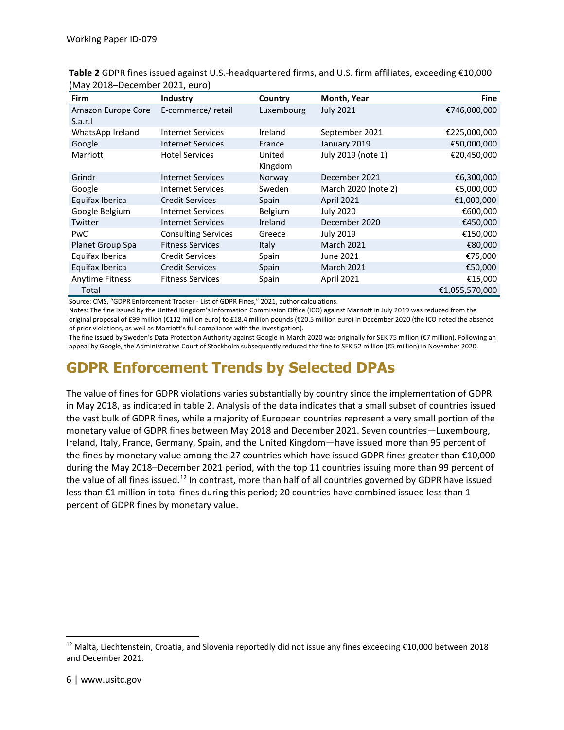**Table 2** GDPR fines issued against U.S.-headquartered firms, and U.S. firm affiliates, exceeding €10,000 (May 2018–December 2021, euro)

| Firm | Industry | Country | Month, Year | Fine |
|---|---|---|---|---|
| Amazon Europe Core S.a.r.l | E-commerce/ retail | Luxembourg | July 2021 | €746,000,000 |
| WhatsApp Ireland | Internet Services | Ireland | September 2021 | €225,000,000 |
| Google | Internet Services | France | January 2019 | €50,000,000 |
| Marriott | Hotel Services | United Kingdom | July 2019 (note 1) | €20,450,000 |
| Grindr | Internet Services | Norway | December 2021 | €6,300,000 |
| Google | Internet Services | Sweden | March 2020 (note 2) | €5,000,000 |
| Equifax Iberica | Credit Services | Spain | April 2021 | €1,000,000 |
| Google Belgium | Internet Services | Belgium | July 2020 | €600,000 |
| Twitter | Internet Services | Ireland | December 2020 | €450,000 |
| PwC | Consulting Services | Greece | July 2019 | €150,000 |
| Planet Group Spa | Fitness Services | Italy | March 2021 | €80,000 |
| Equifax Iberica | Credit Services | Spain | June 2021 | €75,000 |
| Equifax Iberica | Credit Services | Spain | March 2021 | €50,000 |
| Anytime Fitness | Fitness Services | Spain | April 2021 | €15,000 |
| Total | | | | €1,055,570,000 |

Source: CMS, "GDPR Enforcement Tracker - List of GDPR Fines," 2021, author calculations.

Notes: The fine issued by the United Kingdom's Information Commission Office (ICO) against Marriott in July 2019 was reduced from the original proposal of £99 million (€112 million euro) to £18.4 million pounds (€20.5 million euro) in December 2020 (the ICO noted the absence of prior violations, as well as Marriott's full compliance with the investigation).

The fine issued by Sweden's Data Protection Authority against Google in March 2020 was originally for SEK 75 million (€7 million). Following an appeal by Google, the Administrative Court of Stockholm subsequently reduced the fine to SEK 52 million (€5 million) in November 2020.

## GDPR Enforcement Trends by Selected DPAs

The value of fines for GDPR violations varies substantially by country since the implementation of GDPR in May 2018, as indicated in table 2. Analysis of the data indicates that a small subset of countries issued the vast bulk of GDPR fines, while a majority of European countries represent a very small portion of the monetary value of GDPR fines between May 2018 and December 2021. Seven countries—Luxembourg, Ireland, Italy, France, Germany, Spain, and the United Kingdom—have issued more than 95 percent of the fines by monetary value among the 27 countries which have issued GDPR fines greater than €10,000 during the May 2018–December 2021 period, with the top 11 countries issuing more than 99 percent of the value of all fines issued.[12] In contrast, more than half of all countries governed by GDPR have issued less than €1 million in total fines during this period; 20 countries have combined issued less than 1 percent of GDPR fines by monetary value.

[12] Malta, Liechtenstein, Croatia, and Slovenia reportedly did not issue any fines exceeding €10,000 between 2018 and December 2021.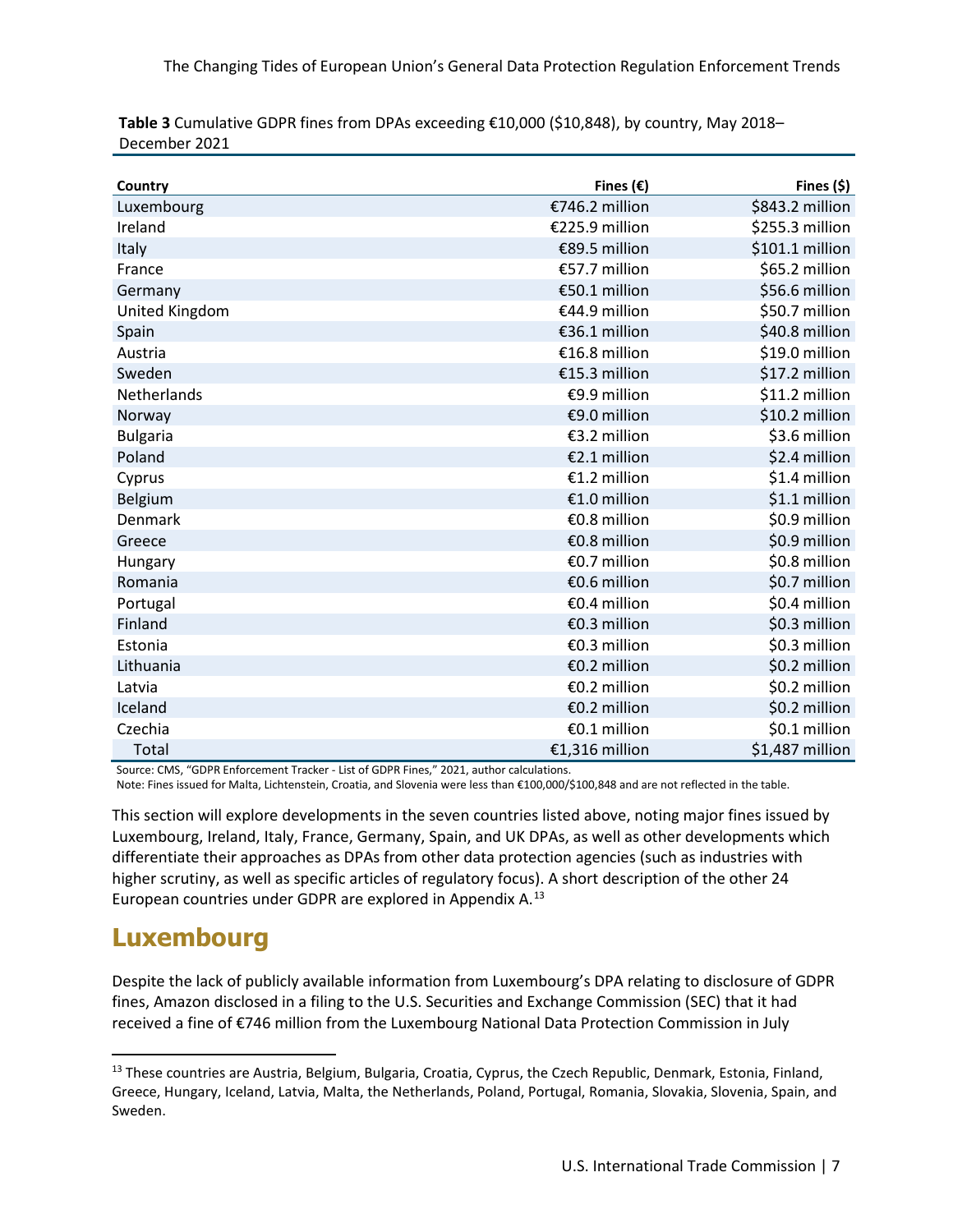**Table 3** Cumulative GDPR fines from DPAs exceeding €10,000 ($10,848), by country, May 2018–December 2021

| Country | Fines (€) | Fines ($) |
|---|---|---|
| Luxembourg | €746.2 million | $843.2 million |
| Ireland | €225.9 million | $255.3 million |
| Italy | €89.5 million | $101.1 million |
| France | €57.7 million | $65.2 million |
| Germany | €50.1 million | $56.6 million |
| United Kingdom | €44.9 million | $50.7 million |
| Spain | €36.1 million | $40.8 million |
| Austria | €16.8 million | $19.0 million |
| Sweden | €15.3 million | $17.2 million |
| Netherlands | €9.9 million | $11.2 million |
| Norway | €9.0 million | $10.2 million |
| Bulgaria | €3.2 million | $3.6 million |
| Poland | €2.1 million | $2.4 million |
| Cyprus | €1.2 million | $1.4 million |
| Belgium | €1.0 million | $1.1 million |
| Denmark | €0.8 million | $0.9 million |
| Greece | €0.8 million | $0.9 million |
| Hungary | €0.7 million | $0.8 million |
| Romania | €0.6 million | $0.7 million |
| Portugal | €0.4 million | $0.4 million |
| Finland | €0.3 million | $0.3 million |
| Estonia | €0.3 million | $0.3 million |
| Lithuania | €0.2 million | $0.2 million |
| Latvia | €0.2 million | $0.2 million |
| Iceland | €0.2 million | $0.2 million |
| Czechia | €0.1 million | $0.1 million |
| Total | €1,316 million | $1,487 million |

Source: CMS, "GDPR Enforcement Tracker - List of GDPR Fines," 2021, author calculations.
Note: Fines issued for Malta, Lichtenstein, Croatia, and Slovenia were less than €100,000/$100,848 and are not reflected in the table.

This section will explore developments in the seven countries listed above, noting major fines issued by Luxembourg, Ireland, Italy, France, Germany, Spain, and UK DPAs, as well as other developments which differentiate their approaches as DPAs from other data protection agencies (such as industries with higher scrutiny, as well as specific articles of regulatory focus). A short description of the other 24 European countries under GDPR are explored in Appendix A.[13]

## Luxembourg

Despite the lack of publicly available information from Luxembourg's DPA relating to disclosure of GDPR fines, Amazon disclosed in a filing to the U.S. Securities and Exchange Commission (SEC) that it had received a fine of €746 million from the Luxembourg National Data Protection Commission in July

[13] These countries are Austria, Belgium, Bulgaria, Croatia, Cyprus, the Czech Republic, Denmark, Estonia, Finland, Greece, Hungary, Iceland, Latvia, Malta, the Netherlands, Poland, Portugal, Romania, Slovakia, Slovenia, Spain, and Sweden.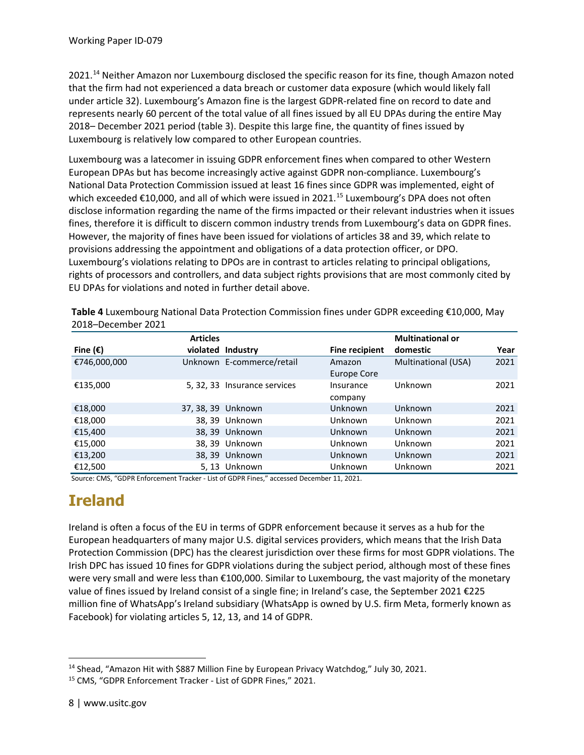2021.[14] Neither Amazon nor Luxembourg disclosed the specific reason for its fine, though Amazon noted that the firm had not experienced a data breach or customer data exposure (which would likely fall under article 32). Luxembourg's Amazon fine is the largest GDPR-related fine on record to date and represents nearly 60 percent of the total value of all fines issued by all EU DPAs during the entire May 2018– December 2021 period (table 3). Despite this large fine, the quantity of fines issued by Luxembourg is relatively low compared to other European countries.

Luxembourg was a latecomer in issuing GDPR enforcement fines when compared to other Western European DPAs but has become increasingly active against GDPR non-compliance. Luxembourg's National Data Protection Commission issued at least 16 fines since GDPR was implemented, eight of which exceeded €10,000, and all of which were issued in 2021.[15] Luxembourg's DPA does not often disclose information regarding the name of the firms impacted or their relevant industries when it issues fines, therefore it is difficult to discern common industry trends from Luxembourg's data on GDPR fines. However, the majority of fines have been issued for violations of articles 38 and 39, which relate to provisions addressing the appointment and obligations of a data protection officer, or DPO. Luxembourg's violations relating to DPOs are in contrast to articles relating to principal obligations, rights of processors and controllers, and data subject rights provisions that are most commonly cited by EU DPAs for violations and noted in further detail above.

**Table 4** Luxembourg National Data Protection Commission fines under GDPR exceeding €10,000, May 2018–December 2021

| Fine (€) | Articles violated | Industry | Fine recipient | Multinational or domestic | Year |
|---|---|---|---|---|---|
| €746,000,000 | Unknown | E-commerce/retail | Amazon Europe Core | Multinational (USA) | 2021 |
| €135,000 | 5, 32, 33 | Insurance services | Insurance company | Unknown | 2021 |
| €18,000 | 37, 38, 39 | Unknown | Unknown | Unknown | 2021 |
| €18,000 | 38, 39 | Unknown | Unknown | Unknown | 2021 |
| €15,400 | 38, 39 | Unknown | Unknown | Unknown | 2021 |
| €15,000 | 38, 39 | Unknown | Unknown | Unknown | 2021 |
| €13,200 | 38, 39 | Unknown | Unknown | Unknown | 2021 |
| €12,500 | 5, 13 | Unknown | Unknown | Unknown | 2021 |

Source: CMS, "GDPR Enforcement Tracker - List of GDPR Fines," accessed December 11, 2021.

## Ireland

Ireland is often a focus of the EU in terms of GDPR enforcement because it serves as a hub for the European headquarters of many major U.S. digital services providers, which means that the Irish Data Protection Commission (DPC) has the clearest jurisdiction over these firms for most GDPR violations. The Irish DPC has issued 10 fines for GDPR violations during the subject period, although most of these fines were very small and were less than €100,000. Similar to Luxembourg, the vast majority of the monetary value of fines issued by Ireland consist of a single fine; in Ireland's case, the September 2021 €225 million fine of WhatsApp's Ireland subsidiary (WhatsApp is owned by U.S. firm Meta, formerly known as Facebook) for violating articles 5, 12, 13, and 14 of GDPR.

[14] Shead, "Amazon Hit with $887 Million Fine by European Privacy Watchdog," July 30, 2021.

[15] CMS, "GDPR Enforcement Tracker - List of GDPR Fines," 2021.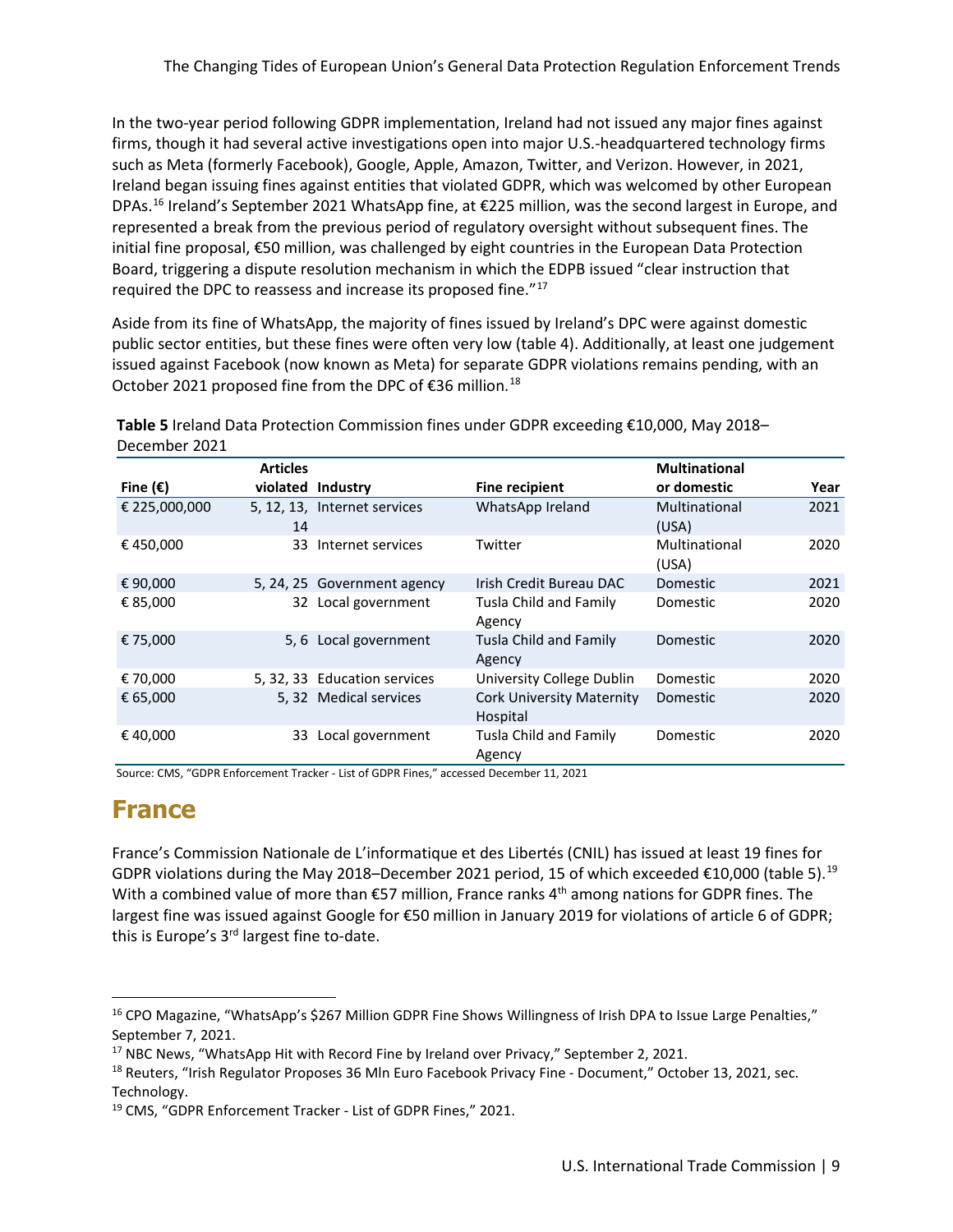In the two-year period following GDPR implementation, Ireland had not issued any major fines against firms, though it had several active investigations open into major U.S.-headquartered technology firms such as Meta (formerly Facebook), Google, Apple, Amazon, Twitter, and Verizon. However, in 2021, Ireland began issuing fines against entities that violated GDPR, which was welcomed by other European DPAs.[16] Ireland's September 2021 WhatsApp fine, at €225 million, was the second largest in Europe, and represented a break from the previous period of regulatory oversight without subsequent fines. The initial fine proposal, €50 million, was challenged by eight countries in the European Data Protection Board, triggering a dispute resolution mechanism in which the EDPB issued "clear instruction that required the DPC to reassess and increase its proposed fine."[17]

Aside from its fine of WhatsApp, the majority of fines issued by Ireland's DPC were against domestic public sector entities, but these fines were often very low (table 4). Additionally, at least one judgement issued against Facebook (now known as Meta) for separate GDPR violations remains pending, with an October 2021 proposed fine from the DPC of €36 million.[18]

**Table 5** Ireland Data Protection Commission fines under GDPR exceeding €10,000, May 2018–December 2021

| Fine (€) | Articles violated | Industry | Fine recipient | Multinational or domestic | Year |
|---|---|---|---|---|---|
| € 225,000,000 | 5, 12, 13, 14 | Internet services | WhatsApp Ireland | Multinational (USA) | 2021 |
| € 450,000 | 33 | Internet services | Twitter | Multinational (USA) | 2020 |
| € 90,000 | 5, 24, 25 | Government agency | Irish Credit Bureau DAC | Domestic | 2021 |
| € 85,000 | 32 | Local government | Tusla Child and Family Agency | Domestic | 2020 |
| € 75,000 | 5, 6 | Local government | Tusla Child and Family Agency | Domestic | 2020 |
| € 70,000 | 5, 32, 33 | Education services | University College Dublin | Domestic | 2020 |
| € 65,000 | 5, 32 | Medical services | Cork University Maternity Hospital | Domestic | 2020 |
| € 40,000 | 33 | Local government | Tusla Child and Family Agency | Domestic | 2020 |

Source: CMS, "GDPR Enforcement Tracker - List of GDPR Fines," accessed December 11, 2021

## France

France's Commission Nationale de L'informatique et des Libertés (CNIL) has issued at least 19 fines for GDPR violations during the May 2018–December 2021 period, 15 of which exceeded €10,000 (table 5).[19] With a combined value of more than €57 million, France ranks 4th among nations for GDPR fines. The largest fine was issued against Google for €50 million in January 2019 for violations of article 6 of GDPR; this is Europe's 3rd largest fine to-date.

---

[16] CPO Magazine, "WhatsApp's $267 Million GDPR Fine Shows Willingness of Irish DPA to Issue Large Penalties," September 7, 2021.

[17] NBC News, "WhatsApp Hit with Record Fine by Ireland over Privacy," September 2, 2021.

[18] Reuters, "Irish Regulator Proposes 36 Mln Euro Facebook Privacy Fine - Document," October 13, 2021, sec. Technology.

[19] CMS, "GDPR Enforcement Tracker - List of GDPR Fines," 2021.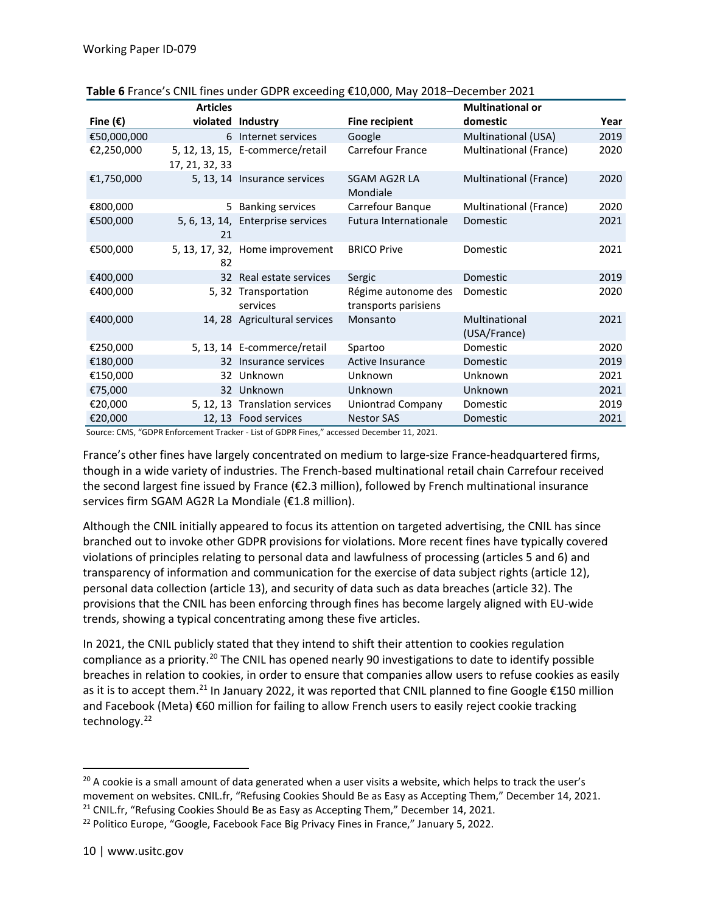**Table 6** France's CNIL fines under GDPR exceeding €10,000, May 2018–December 2021

| Fine (€) | Articles violated | Industry | Fine recipient | Multinational or domestic | Year |
|---|---|---|---|---|---|
| €50,000,000 | 6 | Internet services | Google | Multinational (USA) | 2019 |
| €2,250,000 | 5, 12, 13, 15, 17, 21, 32, 33 | E-commerce/retail | Carrefour France | Multinational (France) | 2020 |
| €1,750,000 | 5, 13, 14 | Insurance services | SGAM AG2R LA Mondiale | Multinational (France) | 2020 |
| €800,000 | 5 | Banking services | Carrefour Banque | Multinational (France) | 2020 |
| €500,000 | 5, 6, 13, 14, 21 | Enterprise services | Futura Internationale | Domestic | 2021 |
| €500,000 | 5, 13, 17, 32, 82 | Home improvement | BRICO Prive | Domestic | 2021 |
| €400,000 | 32 | Real estate services | Sergic | Domestic | 2019 |
| €400,000 | 5, 32 | Transportation services | Régime autonome des transports parisiens | Domestic | 2020 |
| €400,000 | 14, 28 | Agricultural services | Monsanto | Multinational (USA/France) | 2021 |
| €250,000 | 5, 13, 14 | E-commerce/retail | Spartoo | Domestic | 2020 |
| €180,000 | 32 | Insurance services | Active Insurance | Domestic | 2019 |
| €150,000 | 32 | Unknown | Unknown | Unknown | 2021 |
| €75,000 | 32 | Unknown | Unknown | Unknown | 2021 |
| €20,000 | 5, 12, 13 | Translation services | Uniontrad Company | Domestic | 2019 |
| €20,000 | 12, 13 | Food services | Nestor SAS | Domestic | 2021 |

Source: CMS, "GDPR Enforcement Tracker - List of GDPR Fines," accessed December 11, 2021.

France's other fines have largely concentrated on medium to large-size France-headquartered firms, though in a wide variety of industries. The French-based multinational retail chain Carrefour received the second largest fine issued by France (€2.3 million), followed by French multinational insurance services firm SGAM AG2R La Mondiale (€1.8 million).

Although the CNIL initially appeared to focus its attention on targeted advertising, the CNIL has since branched out to invoke other GDPR provisions for violations. More recent fines have typically covered violations of principles relating to personal data and lawfulness of processing (articles 5 and 6) and transparency of information and communication for the exercise of data subject rights (article 12), personal data collection (article 13), and security of data such as data breaches (article 32). The provisions that the CNIL has been enforcing through fines has become largely aligned with EU-wide trends, showing a typical concentrating among these five articles.

In 2021, the CNIL publicly stated that they intend to shift their attention to cookies regulation compliance as a priority.[20] The CNIL has opened nearly 90 investigations to date to identify possible breaches in relation to cookies, in order to ensure that companies allow users to refuse cookies as easily as it is to accept them.[21] In January 2022, it was reported that CNIL planned to fine Google €150 million and Facebook (Meta) €60 million for failing to allow French users to easily reject cookie tracking technology.[22]

[20] A cookie is a small amount of data generated when a user visits a website, which helps to track the user's movement on websites. CNIL.fr, "Refusing Cookies Should Be as Easy as Accepting Them," December 14, 2021.

[21] CNIL.fr, "Refusing Cookies Should Be as Easy as Accepting Them," December 14, 2021.

[22] Politico Europe, "Google, Facebook Face Big Privacy Fines in France," January 5, 2022.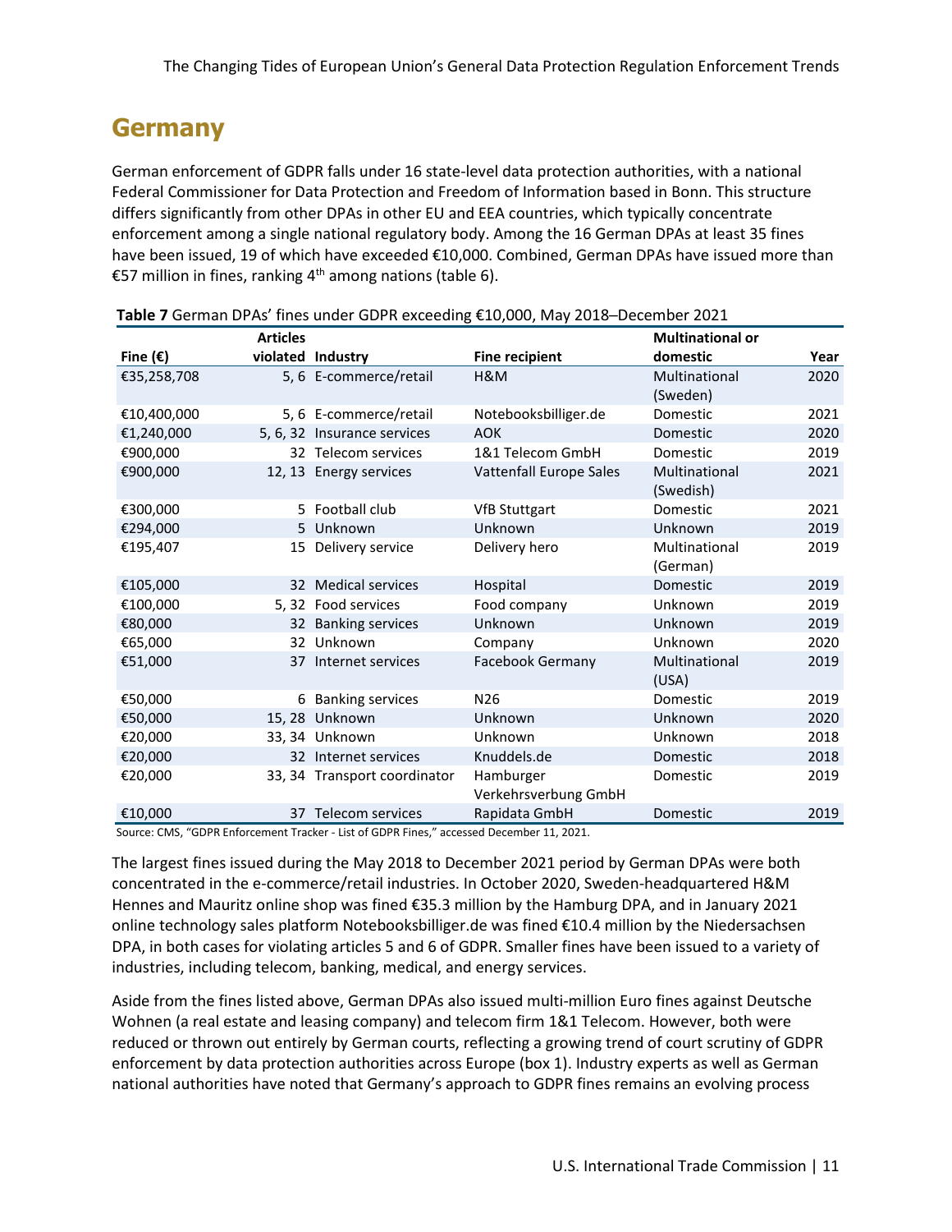## Germany

German enforcement of GDPR falls under 16 state-level data protection authorities, with a national Federal Commissioner for Data Protection and Freedom of Information based in Bonn. This structure differs significantly from other DPAs in other EU and EEA countries, which typically concentrate enforcement among a single national regulatory body. Among the 16 German DPAs at least 35 fines have been issued, 19 of which have exceeded €10,000. Combined, German DPAs have issued more than €57 million in fines, ranking 4th among nations (table 6).

**Table 7** German DPAs' fines under GDPR exceeding €10,000, May 2018–December 2021

| Fine (€) | Articles violated | Industry | Fine recipient | Multinational or domestic | Year |
|---|---|---|---|---|---|
| €35,258,708 | 5, 6 | E-commerce/retail | H&M | Multinational (Sweden) | 2020 |
| €10,400,000 | 5, 6 | E-commerce/retail | Notebooksbilliger.de | Domestic | 2021 |
| €1,240,000 | 5, 6, 32 | Insurance services | AOK | Domestic | 2020 |
| €900,000 | 32 | Telecom services | 1&1 Telecom GmbH | Domestic | 2019 |
| €900,000 | 12, 13 | Energy services | Vattenfall Europe Sales | Multinational (Swedish) | 2021 |
| €300,000 | 5 | Football club | VfB Stuttgart | Domestic | 2021 |
| €294,000 | 5 | Unknown | Unknown | Unknown | 2019 |
| €195,407 | 15 | Delivery service | Delivery hero | Multinational (German) | 2019 |
| €105,000 | 32 | Medical services | Hospital | Domestic | 2019 |
| €100,000 | 5, 32 | Food services | Food company | Unknown | 2019 |
| €80,000 | 32 | Banking services | Unknown | Unknown | 2019 |
| €65,000 | 32 | Unknown | Company | Unknown | 2020 |
| €51,000 | 37 | Internet services | Facebook Germany | Multinational (USA) | 2019 |
| €50,000 | 6 | Banking services | N26 | Domestic | 2019 |
| €50,000 | 15, 28 | Unknown | Unknown | Unknown | 2020 |
| €20,000 | 33, 34 | Unknown | Unknown | Unknown | 2018 |
| €20,000 | 32 | Internet services | Knuddels.de | Domestic | 2018 |
| €20,000 | 33, 34 | Transport coordinator | Hamburger Verkehrsverbung GmbH | Domestic | 2019 |
| €10,000 | 37 | Telecom services | Rapidata GmbH | Domestic | 2019 |

Source: CMS, "GDPR Enforcement Tracker - List of GDPR Fines," accessed December 11, 2021.

The largest fines issued during the May 2018 to December 2021 period by German DPAs were both concentrated in the e-commerce/retail industries. In October 2020, Sweden-headquartered H&M Hennes and Mauritz online shop was fined €35.3 million by the Hamburg DPA, and in January 2021 online technology sales platform Notebooksbilliger.de was fined €10.4 million by the Niedersachsen DPA, in both cases for violating articles 5 and 6 of GDPR. Smaller fines have been issued to a variety of industries, including telecom, banking, medical, and energy services.

Aside from the fines listed above, German DPAs also issued multi-million Euro fines against Deutsche Wohnen (a real estate and leasing company) and telecom firm 1&1 Telecom. However, both were reduced or thrown out entirely by German courts, reflecting a growing trend of court scrutiny of GDPR enforcement by data protection authorities across Europe (box 1). Industry experts as well as German national authorities have noted that Germany's approach to GDPR fines remains an evolving process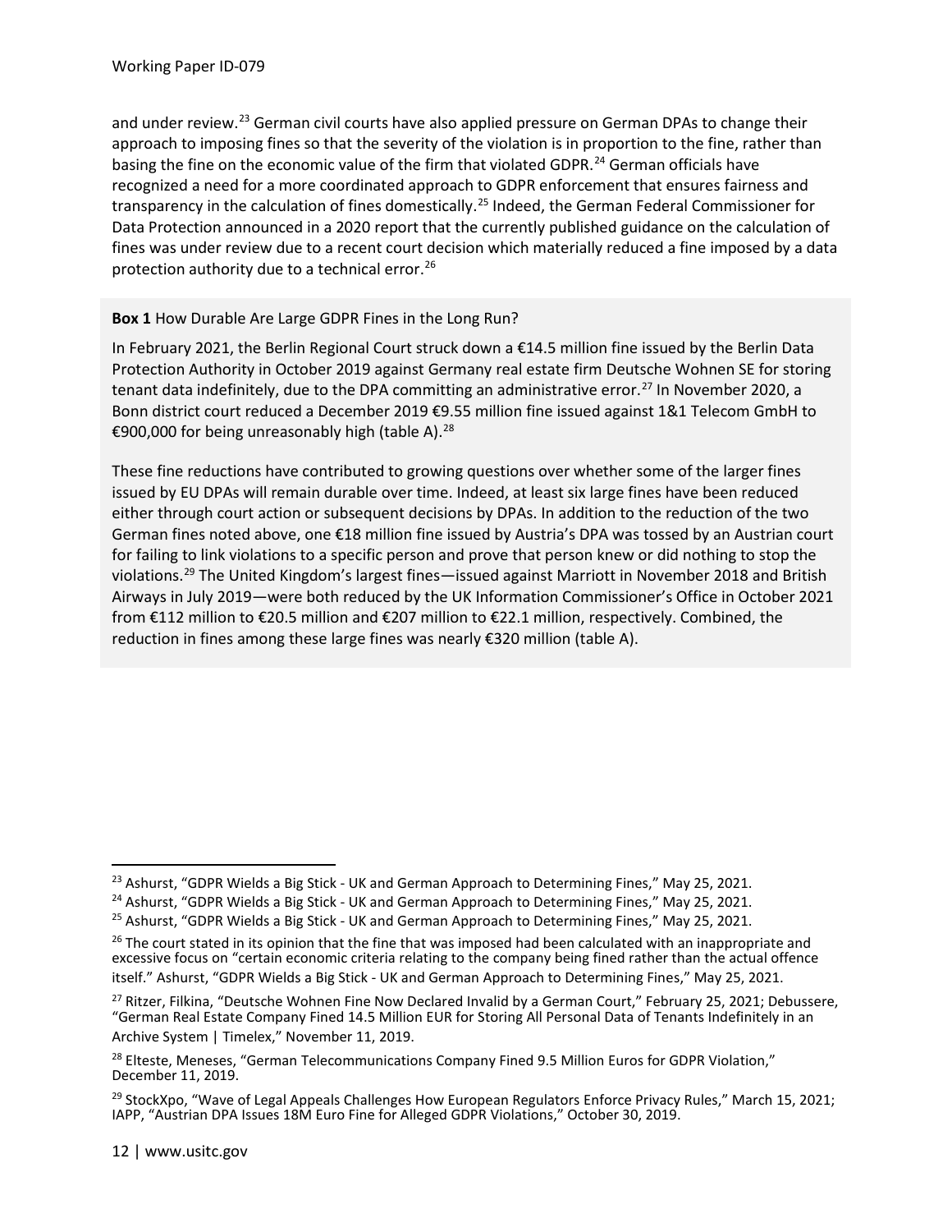and under review.[23] German civil courts have also applied pressure on German DPAs to change their approach to imposing fines so that the severity of the violation is in proportion to the fine, rather than basing the fine on the economic value of the firm that violated GDPR.[24] German officials have recognized a need for a more coordinated approach to GDPR enforcement that ensures fairness and transparency in the calculation of fines domestically.[25] Indeed, the German Federal Commissioner for Data Protection announced in a 2020 report that the currently published guidance on the calculation of fines was under review due to a recent court decision which materially reduced a fine imposed by a data protection authority due to a technical error.[26]

**Box 1** How Durable Are Large GDPR Fines in the Long Run?

In February 2021, the Berlin Regional Court struck down a €14.5 million fine issued by the Berlin Data Protection Authority in October 2019 against Germany real estate firm Deutsche Wohnen SE for storing tenant data indefinitely, due to the DPA committing an administrative error.[27] In November 2020, a Bonn district court reduced a December 2019 €9.55 million fine issued against 1&1 Telecom GmbH to €900,000 for being unreasonably high (table A).[28]

These fine reductions have contributed to growing questions over whether some of the larger fines issued by EU DPAs will remain durable over time. Indeed, at least six large fines have been reduced either through court action or subsequent decisions by DPAs. In addition to the reduction of the two German fines noted above, one €18 million fine issued by Austria's DPA was tossed by an Austrian court for failing to link violations to a specific person and prove that person knew or did nothing to stop the violations.[29] The United Kingdom's largest fines—issued against Marriott in November 2018 and British Airways in July 2019—were both reduced by the UK Information Commissioner's Office in October 2021 from €112 million to €20.5 million and €207 million to €22.1 million, respectively. Combined, the reduction in fines among these large fines was nearly €320 million (table A).

---

[23] Ashurst, "GDPR Wields a Big Stick - UK and German Approach to Determining Fines," May 25, 2021.

[24] Ashurst, "GDPR Wields a Big Stick - UK and German Approach to Determining Fines," May 25, 2021.

[25] Ashurst, "GDPR Wields a Big Stick - UK and German Approach to Determining Fines," May 25, 2021.

[26] The court stated in its opinion that the fine that was imposed had been calculated with an inappropriate and excessive focus on "certain economic criteria relating to the company being fined rather than the actual offence itself." Ashurst, "GDPR Wields a Big Stick - UK and German Approach to Determining Fines," May 25, 2021.

[27] Ritzer, Filkina, "Deutsche Wohnen Fine Now Declared Invalid by a German Court," February 25, 2021; Debussere, "German Real Estate Company Fined 14.5 Million EUR for Storing All Personal Data of Tenants Indefinitely in an Archive System | Timelex," November 11, 2019.

[28] Elteste, Meneses, "German Telecommunications Company Fined 9.5 Million Euros for GDPR Violation," December 11, 2019.

[29] StockXpo, "Wave of Legal Appeals Challenges How European Regulators Enforce Privacy Rules," March 15, 2021; IAPP, "Austrian DPA Issues 18M Euro Fine for Alleged GDPR Violations," October 30, 2019.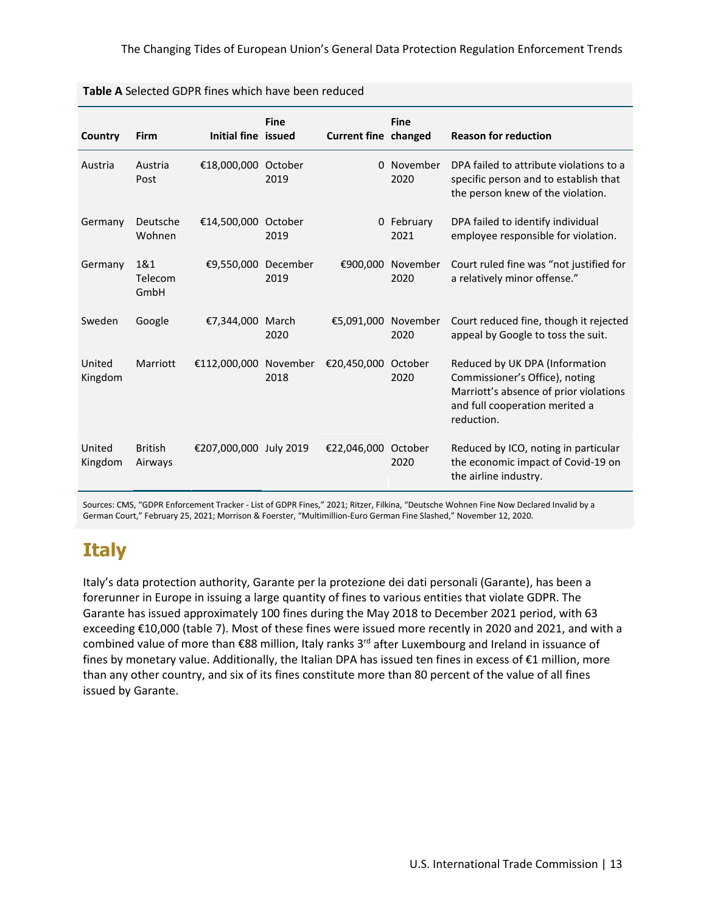**Table A** Selected GDPR fines which have been reduced

| Country | Firm | Initial fine | Fine issued | Current fine | Fine changed | Reason for reduction |
|---|---|---|---|---|---|---|
| Austria | Austria Post | €18,000,000 | October 2019 | 0 | November 2020 | DPA failed to attribute violations to a specific person and to establish that the person knew of the violation. |
| Germany | Deutsche Wohnen | €14,500,000 | October 2019 | 0 | February 2021 | DPA failed to identify individual employee responsible for violation. |
| Germany | 1&1 Telecom GmbH | €9,550,000 | December 2019 | €900,000 | November 2020 | Court ruled fine was "not justified for a relatively minor offense." |
| Sweden | Google | €7,344,000 | March 2020 | €5,091,000 | November 2020 | Court reduced fine, though it rejected appeal by Google to toss the suit. |
| United Kingdom | Marriott | €112,000,000 | November 2018 | €20,450,000 | October 2020 | Reduced by UK DPA (Information Commissioner's Office), noting Marriott's absence of prior violations and full cooperation merited a reduction. |
| United Kingdom | British Airways | €207,000,000 | July 2019 | €22,046,000 | October 2020 | Reduced by ICO, noting in particular the economic impact of Covid-19 on the airline industry. |

Sources: CMS, "GDPR Enforcement Tracker - List of GDPR Fines," 2021; Ritzer, Filkina, "Deutsche Wohnen Fine Now Declared Invalid by a German Court," February 25, 2021; Morrison & Foerster, "Multimillion-Euro German Fine Slashed," November 12, 2020.

## Italy

Italy's data protection authority, Garante per la protezione dei dati personali (Garante), has been a forerunner in Europe in issuing a large quantity of fines to various entities that violate GDPR. The Garante has issued approximately 100 fines during the May 2018 to December 2021 period, with 63 exceeding €10,000 (table 7). Most of these fines were issued more recently in 2020 and 2021, and with a combined value of more than €88 million, Italy ranks 3rd after Luxembourg and Ireland in issuance of fines by monetary value. Additionally, the Italian DPA has issued ten fines in excess of €1 million, more than any other country, and six of its fines constitute more than 80 percent of the value of all fines issued by Garante.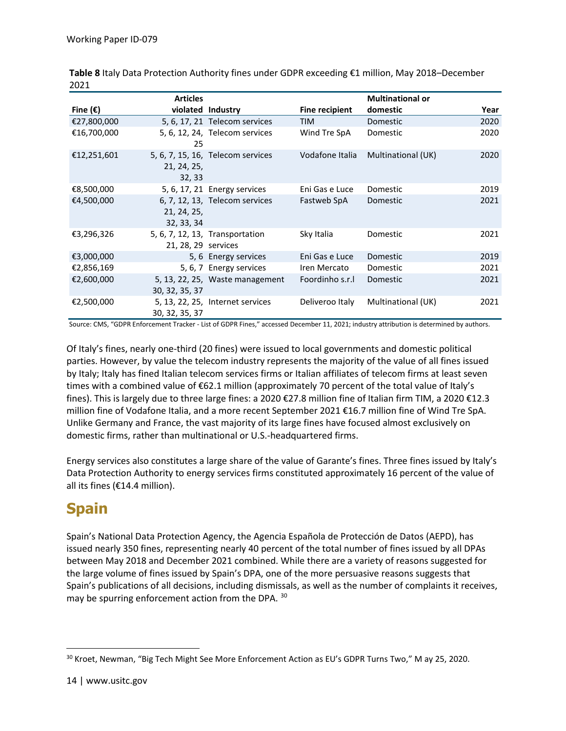**Table 8** Italy Data Protection Authority fines under GDPR exceeding €1 million, May 2018–December 2021

| Fine (€) | Articles violated | Industry | Fine recipient | Multinational or domestic | Year |
|---|---|---|---|---|---|
| €27,800,000 | 5, 6, 17, 21 | Telecom services | TIM | Domestic | 2020 |
| €16,700,000 | 5, 6, 12, 24, 25 | Telecom services | Wind Tre SpA | Domestic | 2020 |
| €12,251,601 | 5, 6, 7, 15, 16, 21, 24, 25, 32, 33 | Telecom services | Vodafone Italia | Multinational (UK) | 2020 |
| €8,500,000 | 5, 6, 17, 21 | Energy services | Eni Gas e Luce | Domestic | 2019 |
| €4,500,000 | 6, 7, 12, 13, 21, 24, 25, 32, 33, 34 | Telecom services | Fastweb SpA | Domestic | 2021 |
| €3,296,326 | 5, 6, 7, 12, 13, 21, 28, 29 | Transportation services | Sky Italia | Domestic | 2021 |
| €3,000,000 | 5, 6 | Energy services | Eni Gas e Luce | Domestic | 2019 |
| €2,856,169 | 5, 6, 7 | Energy services | Iren Mercato | Domestic | 2021 |
| €2,600,000 | 5, 13, 22, 25, 30, 32, 35, 37 | Waste management | Foordinho s.r.l | Domestic | 2021 |
| €2,500,000 | 5, 13, 22, 25, 30, 32, 35, 37 | Internet services | Deliveroo Italy | Multinational (UK) | 2021 |

Source: CMS, "GDPR Enforcement Tracker - List of GDPR Fines," accessed December 11, 2021; industry attribution is determined by authors.

Of Italy's fines, nearly one-third (20 fines) were issued to local governments and domestic political parties. However, by value the telecom industry represents the majority of the value of all fines issued by Italy; Italy has fined Italian telecom services firms or Italian affiliates of telecom firms at least seven times with a combined value of €62.1 million (approximately 70 percent of the total value of Italy's fines). This is largely due to three large fines: a 2020 €27.8 million fine of Italian firm TIM, a 2020 €12.3 million fine of Vodafone Italia, and a more recent September 2021 €16.7 million fine of Wind Tre SpA. Unlike Germany and France, the vast majority of its large fines have focused almost exclusively on domestic firms, rather than multinational or U.S.-headquartered firms.

Energy services also constitutes a large share of the value of Garante's fines. Three fines issued by Italy's Data Protection Authority to energy services firms constituted approximately 16 percent of the value of all its fines (€14.4 million).

## Spain

Spain's National Data Protection Agency, the Agencia Española de Protección de Datos (AEPD), has issued nearly 350 fines, representing nearly 40 percent of the total number of fines issued by all DPAs between May 2018 and December 2021 combined. While there are a variety of reasons suggested for the large volume of fines issued by Spain's DPA, one of the more persuasive reasons suggests that Spain's publications of all decisions, including dismissals, as well as the number of complaints it receives, may be spurring enforcement action from the DPA. [30]

[30] Kroet, Newman, "Big Tech Might See More Enforcement Action as EU's GDPR Turns Two," M ay 25, 2020.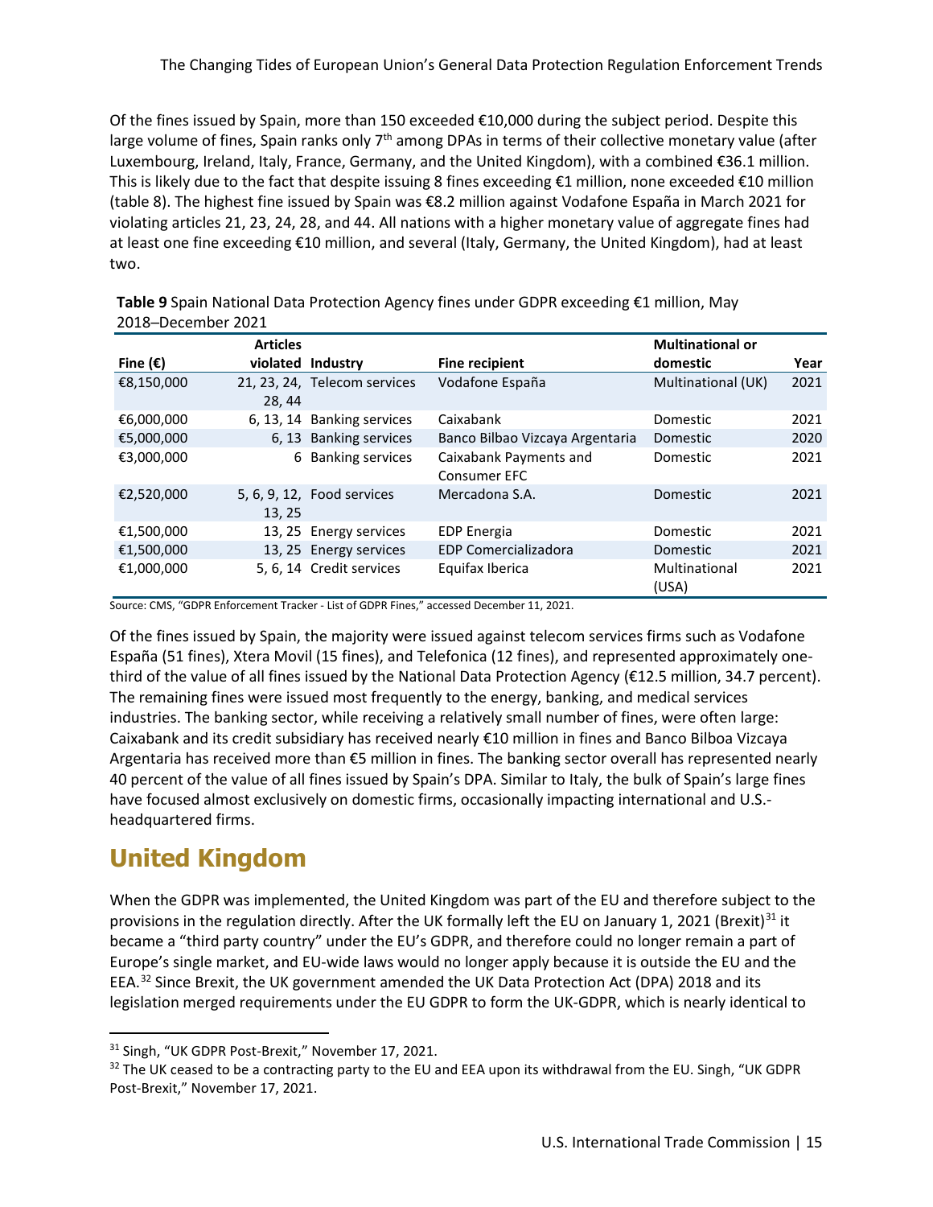Of the fines issued by Spain, more than 150 exceeded €10,000 during the subject period. Despite this large volume of fines, Spain ranks only 7th among DPAs in terms of their collective monetary value (after Luxembourg, Ireland, Italy, France, Germany, and the United Kingdom), with a combined €36.1 million. This is likely due to the fact that despite issuing 8 fines exceeding €1 million, none exceeded €10 million (table 8). The highest fine issued by Spain was €8.2 million against Vodafone España in March 2021 for violating articles 21, 23, 24, 28, and 44. All nations with a higher monetary value of aggregate fines had at least one fine exceeding €10 million, and several (Italy, Germany, the United Kingdom), had at least two.

**Table 9** Spain National Data Protection Agency fines under GDPR exceeding €1 million, May 2018–December 2021

| Fine (€) | Articles violated | Industry | Fine recipient | Multinational or domestic | Year |
|---|---|---|---|---|---|
| €8,150,000 | 21, 23, 24, 28, 44 | Telecom services | Vodafone España | Multinational (UK) | 2021 |
| €6,000,000 | 6, 13, 14 | Banking services | Caixabank | Domestic | 2021 |
| €5,000,000 | 6, 13 | Banking services | Banco Bilbao Vizcaya Argentaria | Domestic | 2020 |
| €3,000,000 | 6 | Banking services | Caixabank Payments and Consumer EFC | Domestic | 2021 |
| €2,520,000 | 5, 6, 9, 12, 13, 25 | Food services | Mercadona S.A. | Domestic | 2021 |
| €1,500,000 | 13, 25 | Energy services | EDP Energia | Domestic | 2021 |
| €1,500,000 | 13, 25 | Energy services | EDP Comercializadora | Domestic | 2021 |
| €1,000,000 | 5, 6, 14 | Credit services | Equifax Iberica | Multinational (USA) | 2021 |

Source: CMS, "GDPR Enforcement Tracker - List of GDPR Fines," accessed December 11, 2021.

Of the fines issued by Spain, the majority were issued against telecom services firms such as Vodafone España (51 fines), Xtera Movil (15 fines), and Telefonica (12 fines), and represented approximately one-third of the value of all fines issued by the National Data Protection Agency (€12.5 million, 34.7 percent). The remaining fines were issued most frequently to the energy, banking, and medical services industries. The banking sector, while receiving a relatively small number of fines, were often large: Caixabank and its credit subsidiary has received nearly €10 million in fines and Banco Bilboa Vizcaya Argentaria has received more than €5 million in fines. The banking sector overall has represented nearly 40 percent of the value of all fines issued by Spain's DPA. Similar to Italy, the bulk of Spain's large fines have focused almost exclusively on domestic firms, occasionally impacting international and U.S.-headquartered firms.

## United Kingdom

When the GDPR was implemented, the United Kingdom was part of the EU and therefore subject to the provisions in the regulation directly. After the UK formally left the EU on January 1, 2021 (Brexit)[31] it became a "third party country" under the EU's GDPR, and therefore could no longer remain a part of Europe's single market, and EU-wide laws would no longer apply because it is outside the EU and the EEA.[32] Since Brexit, the UK government amended the UK Data Protection Act (DPA) 2018 and its legislation merged requirements under the EU GDPR to form the UK-GDPR, which is nearly identical to

[31] Singh, "UK GDPR Post-Brexit," November 17, 2021.

[32] The UK ceased to be a contracting party to the EU and EEA upon its withdrawal from the EU. Singh, "UK GDPR Post-Brexit," November 17, 2021.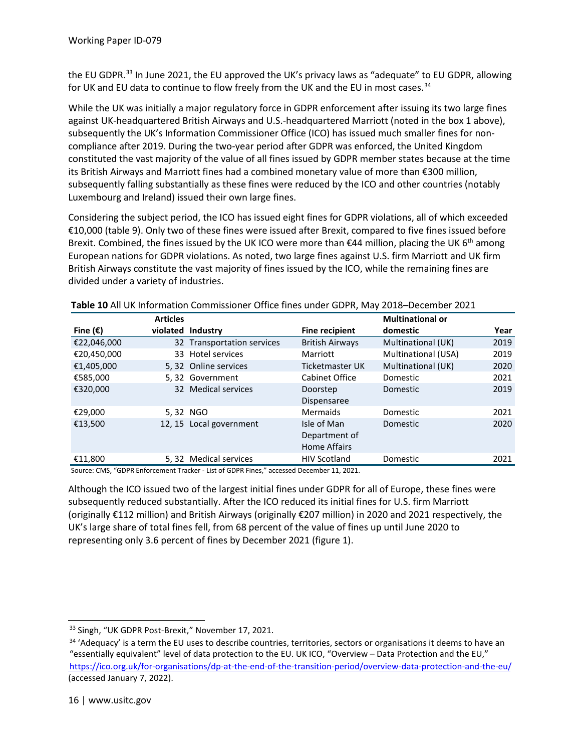the EU GDPR.[33] In June 2021, the EU approved the UK's privacy laws as "adequate" to EU GDPR, allowing for UK and EU data to continue to flow freely from the UK and the EU in most cases.[34]

While the UK was initially a major regulatory force in GDPR enforcement after issuing its two large fines against UK-headquartered British Airways and U.S.-headquartered Marriott (noted in the box 1 above), subsequently the UK's Information Commissioner Office (ICO) has issued much smaller fines for non-compliance after 2019. During the two-year period after GDPR was enforced, the United Kingdom constituted the vast majority of the value of all fines issued by GDPR member states because at the time its British Airways and Marriott fines had a combined monetary value of more than €300 million, subsequently falling substantially as these fines were reduced by the ICO and other countries (notably Luxembourg and Ireland) issued their own large fines.

Considering the subject period, the ICO has issued eight fines for GDPR violations, all of which exceeded €10,000 (table 9). Only two of these fines were issued after Brexit, compared to five fines issued before Brexit. Combined, the fines issued by the UK ICO were more than €44 million, placing the UK 6th among European nations for GDPR violations. As noted, two large fines against U.S. firm Marriott and UK firm British Airways constitute the vast majority of fines issued by the ICO, while the remaining fines are divided under a variety of industries.

**Table 10** All UK Information Commissioner Office fines under GDPR, May 2018–December 2021

| Fine (€) | Articles violated | Industry | Fine recipient | Multinational or domestic | Year |
|---|---|---|---|---|---|
| €22,046,000 | 32 | Transportation services | British Airways | Multinational (UK) | 2019 |
| €20,450,000 | 33 | Hotel services | Marriott | Multinational (USA) | 2019 |
| €1,405,000 | 5, 32 | Online services | Ticketmaster UK | Multinational (UK) | 2020 |
| €585,000 | 5, 32 | Government | Cabinet Office | Domestic | 2021 |
| €320,000 | 32 | Medical services | Doorstep Dispensaree | Domestic | 2019 |
| €29,000 | 5, 32 | NGO | Mermaids | Domestic | 2021 |
| €13,500 | 12, 15 | Local government | Isle of Man Department of Home Affairs | Domestic | 2020 |
| €11,800 | 5, 32 | Medical services | HIV Scotland | Domestic | 2021 |

Source: CMS, "GDPR Enforcement Tracker - List of GDPR Fines," accessed December 11, 2021.

Although the ICO issued two of the largest initial fines under GDPR for all of Europe, these fines were subsequently reduced substantially. After the ICO reduced its initial fines for U.S. firm Marriott (originally €112 million) and British Airways (originally €207 million) in 2020 and 2021 respectively, the UK's large share of total fines fell, from 68 percent of the value of fines up until June 2020 to representing only 3.6 percent of fines by December 2021 (figure 1).

[33] Singh, "UK GDPR Post-Brexit," November 17, 2021.

[34] 'Adequacy' is a term the EU uses to describe countries, territories, sectors or organisations it deems to have an "essentially equivalent" level of data protection to the EU. UK ICO, "Overview – Data Protection and the EU," https://ico.org.uk/for-organisations/dp-at-the-end-of-the-transition-period/overview-data-protection-and-the-eu/ (accessed January 7, 2022).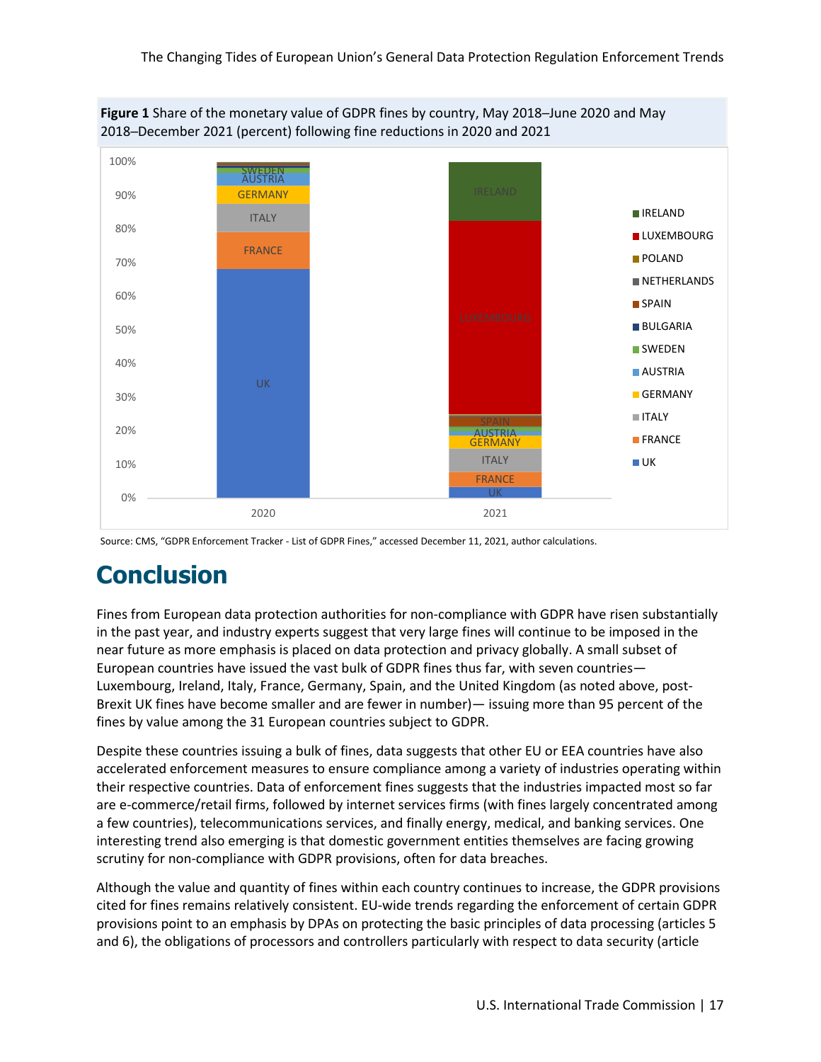**Figure 1** Share of the monetary value of GDPR fines by country, May 2018–June 2020 and May 2018–December 2021 (percent) following fine reductions in 2020 and 2021

Source: CMS, "GDPR Enforcement Tracker - List of GDPR Fines," accessed December 11, 2021, author calculations.

# Conclusion

Fines from European data protection authorities for non-compliance with GDPR have risen substantially in the past year, and industry experts suggest that very large fines will continue to be imposed in the near future as more emphasis is placed on data protection and privacy globally. A small subset of European countries have issued the vast bulk of GDPR fines thus far, with seven countries—Luxembourg, Ireland, Italy, France, Germany, Spain, and the United Kingdom (as noted above, post-Brexit UK fines have become smaller and are fewer in number)— issuing more than 95 percent of the fines by value among the 31 European countries subject to GDPR.

Despite these countries issuing a bulk of fines, data suggests that other EU or EEA countries have also accelerated enforcement measures to ensure compliance among a variety of industries operating within their respective countries. Data of enforcement fines suggests that the industries impacted most so far are e-commerce/retail firms, followed by internet services firms (with fines largely concentrated among a few countries), telecommunications services, and finally energy, medical, and banking services. One interesting trend also emerging is that domestic government entities themselves are facing growing scrutiny for non-compliance with GDPR provisions, often for data breaches.

Although the value and quantity of fines within each country continues to increase, the GDPR provisions cited for fines remains relatively consistent. EU-wide trends regarding the enforcement of certain GDPR provisions point to an emphasis by DPAs on protecting the basic principles of data processing (articles 5 and 6), the obligations of processors and controllers particularly with respect to data security (article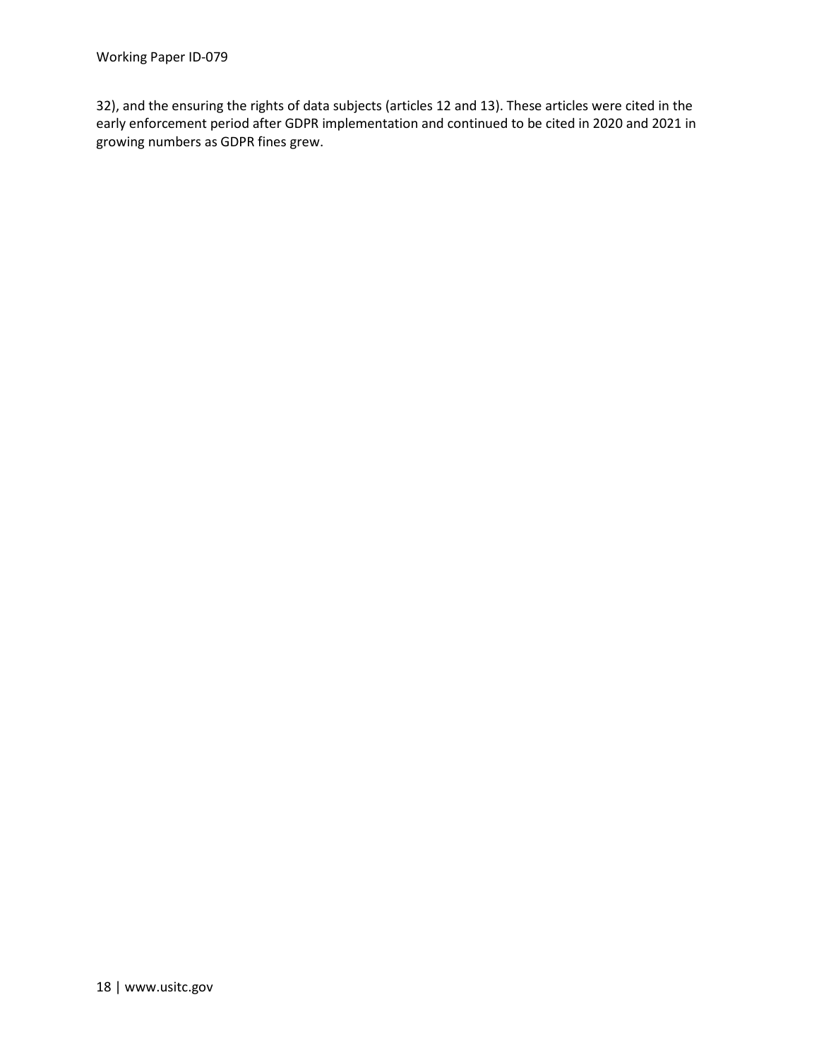32), and the ensuring the rights of data subjects (articles 12 and 13). These articles were cited in the early enforcement period after GDPR implementation and continued to be cited in 2020 and 2021 in growing numbers as GDPR fines grew.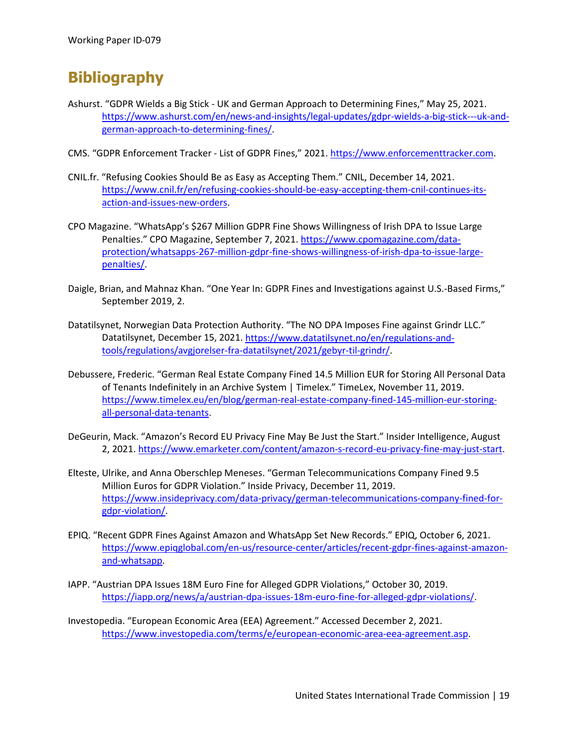# Bibliography

Ashurst. "GDPR Wields a Big Stick - UK and German Approach to Determining Fines," May 25, 2021. https://www.ashurst.com/en/news-and-insights/legal-updates/gdpr-wields-a-big-stick---uk-and-german-approach-to-determining-fines/.

CMS. "GDPR Enforcement Tracker - List of GDPR Fines," 2021. https://www.enforcementtracker.com.

CNIL.fr. "Refusing Cookies Should Be as Easy as Accepting Them." CNIL, December 14, 2021. https://www.cnil.fr/en/refusing-cookies-should-be-easy-accepting-them-cnil-continues-its-action-and-issues-new-orders.

CPO Magazine. "WhatsApp's $267 Million GDPR Fine Shows Willingness of Irish DPA to Issue Large Penalties." CPO Magazine, September 7, 2021. https://www.cpomagazine.com/data-protection/whatsapps-267-million-gdpr-fine-shows-willingness-of-irish-dpa-to-issue-large-penalties/.

Daigle, Brian, and Mahnaz Khan. "One Year In: GDPR Fines and Investigations against U.S.-Based Firms," September 2019, 2.

Datatilsynet, Norwegian Data Protection Authority. "The NO DPA Imposes Fine against Grindr LLC." Datatilsynet, December 15, 2021. https://www.datatilsynet.no/en/regulations-and-tools/regulations/avgjorelser-fra-datatilsynet/2021/gebyr-til-grindr/.

Debussere, Frederic. "German Real Estate Company Fined 14.5 Million EUR for Storing All Personal Data of Tenants Indefinitely in an Archive System | Timelex." TimeLex, November 11, 2019. https://www.timelex.eu/en/blog/german-real-estate-company-fined-145-million-eur-storing-all-personal-data-tenants.

DeGeurin, Mack. "Amazon's Record EU Privacy Fine May Be Just the Start." Insider Intelligence, August 2, 2021. https://www.emarketer.com/content/amazon-s-record-eu-privacy-fine-may-just-start.

Elteste, Ulrike, and Anna Oberschlep Meneses. "German Telecommunications Company Fined 9.5 Million Euros for GDPR Violation." Inside Privacy, December 11, 2019. https://www.insideprivacy.com/data-privacy/german-telecommunications-company-fined-for-gdpr-violation/.

EPIQ. "Recent GDPR Fines Against Amazon and WhatsApp Set New Records." EPIQ, October 6, 2021. https://www.epiqglobal.com/en-us/resource-center/articles/recent-gdpr-fines-against-amazon-and-whatsapp.

IAPP. "Austrian DPA Issues 18M Euro Fine for Alleged GDPR Violations," October 30, 2019. https://iapp.org/news/a/austrian-dpa-issues-18m-euro-fine-for-alleged-gdpr-violations/.

Investopedia. "European Economic Area (EEA) Agreement." Accessed December 2, 2021. https://www.investopedia.com/terms/e/european-economic-area-eea-agreement.asp.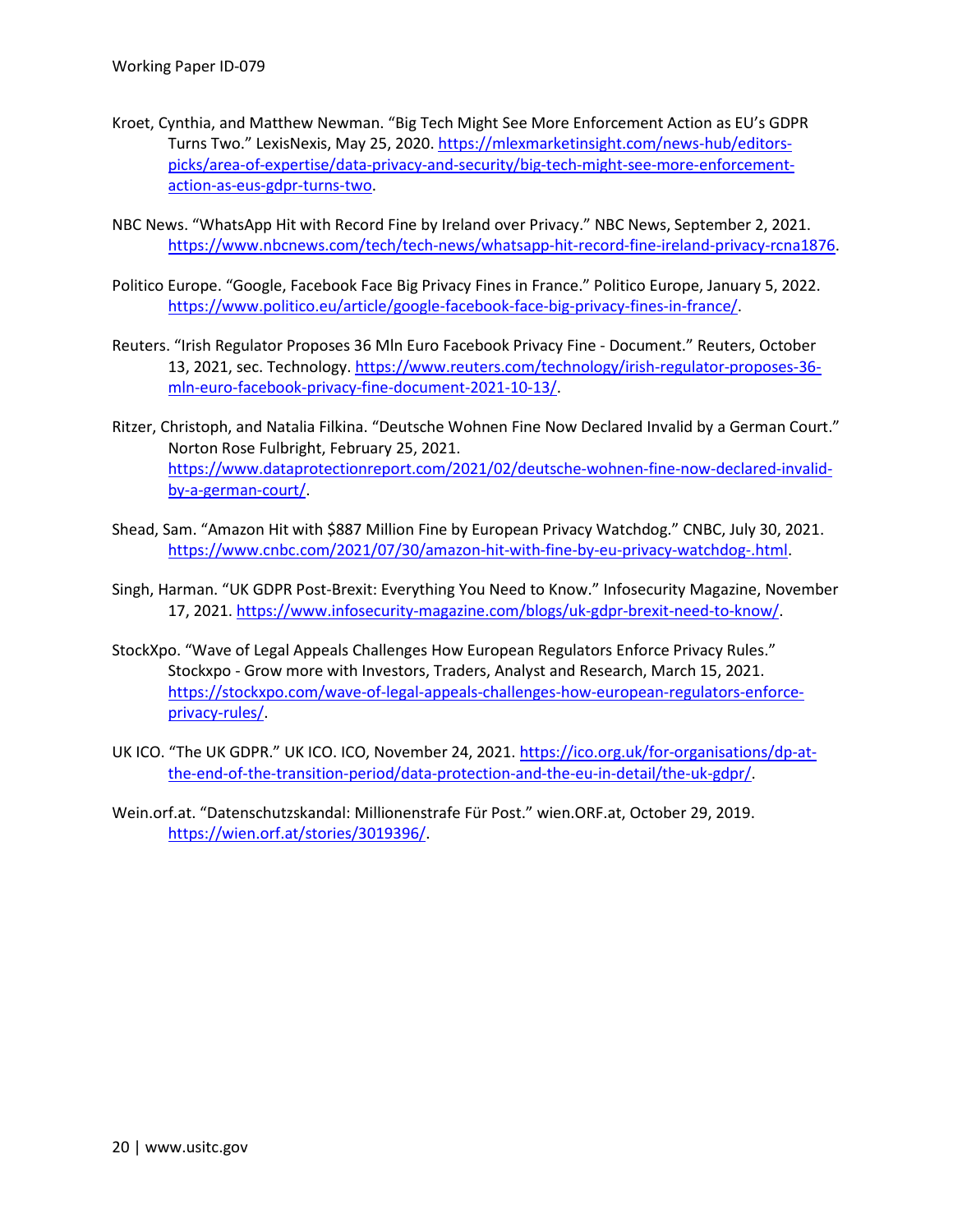Kroet, Cynthia, and Matthew Newman. “Big Tech Might See More Enforcement Action as EU’s GDPR Turns Two.” LexisNexis, May 25, 2020. https://mlexmarketinsight.com/news-hub/editors-picks/area-of-expertise/data-privacy-and-security/big-tech-might-see-more-enforcement-action-as-eus-gdpr-turns-two.

NBC News. “WhatsApp Hit with Record Fine by Ireland over Privacy.” NBC News, September 2, 2021. https://www.nbcnews.com/tech/tech-news/whatsapp-hit-record-fine-ireland-privacy-rcna1876.

Politico Europe. “Google, Facebook Face Big Privacy Fines in France.” Politico Europe, January 5, 2022. https://www.politico.eu/article/google-facebook-face-big-privacy-fines-in-france/.

Reuters. “Irish Regulator Proposes 36 Mln Euro Facebook Privacy Fine - Document.” Reuters, October 13, 2021, sec. Technology. https://www.reuters.com/technology/irish-regulator-proposes-36-mln-euro-facebook-privacy-fine-document-2021-10-13/.

Ritzer, Christoph, and Natalia Filkina. “Deutsche Wohnen Fine Now Declared Invalid by a German Court.” Norton Rose Fulbright, February 25, 2021. https://www.dataprotectionreport.com/2021/02/deutsche-wohnen-fine-now-declared-invalid-by-a-german-court/.

Shead, Sam. “Amazon Hit with $887 Million Fine by European Privacy Watchdog.” CNBC, July 30, 2021. https://www.cnbc.com/2021/07/30/amazon-hit-with-fine-by-eu-privacy-watchdog-.html.

Singh, Harman. “UK GDPR Post-Brexit: Everything You Need to Know.” Infosecurity Magazine, November 17, 2021. https://www.infosecurity-magazine.com/blogs/uk-gdpr-brexit-need-to-know/.

StockXpo. “Wave of Legal Appeals Challenges How European Regulators Enforce Privacy Rules.” Stockxpo - Grow more with Investors, Traders, Analyst and Research, March 15, 2021. https://stockxpo.com/wave-of-legal-appeals-challenges-how-european-regulators-enforce-privacy-rules/.

UK ICO. “The UK GDPR.” UK ICO. ICO, November 24, 2021. https://ico.org.uk/for-organisations/dp-at-the-end-of-the-transition-period/data-protection-and-the-eu-in-detail/the-uk-gdpr/.

Wein.orf.at. “Datenschutzskandal: Millionenstrafe Für Post.” wien.ORF.at, October 29, 2019. https://wien.orf.at/stories/3019396/.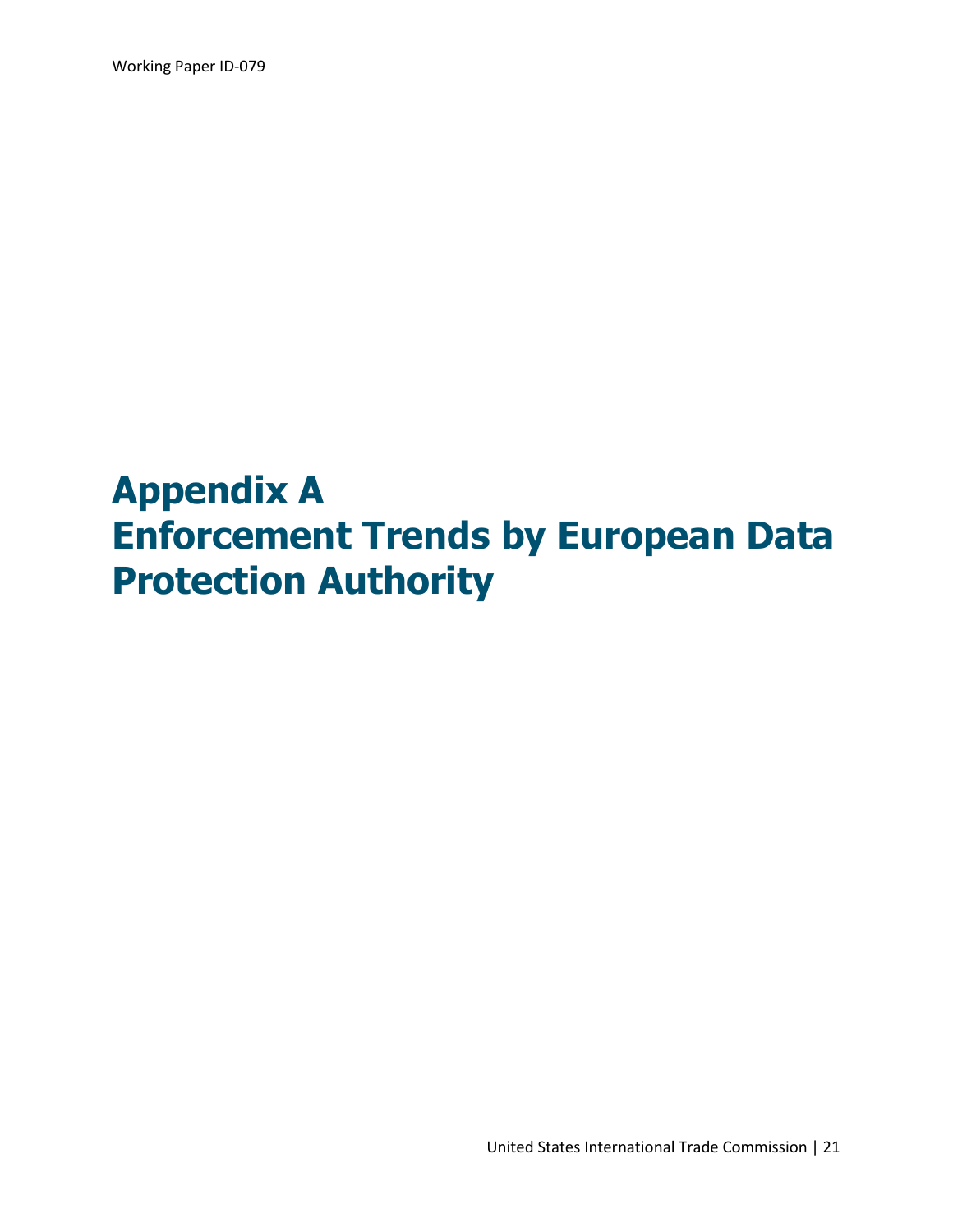# Appendix A
# Enforcement Trends by European Data Protection Authority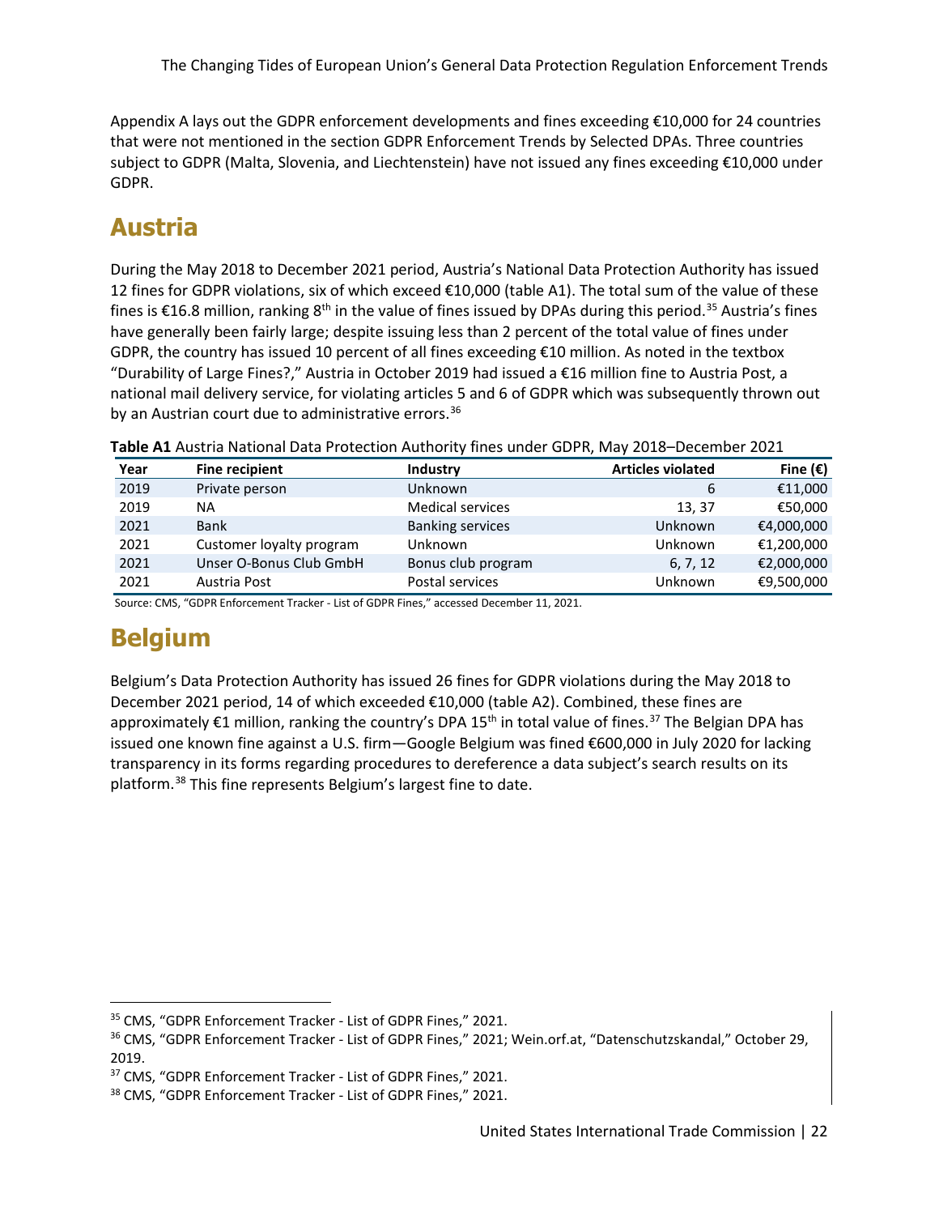Appendix A lays out the GDPR enforcement developments and fines exceeding €10,000 for 24 countries that were not mentioned in the section GDPR Enforcement Trends by Selected DPAs. Three countries subject to GDPR (Malta, Slovenia, and Liechtenstein) have not issued any fines exceeding €10,000 under GDPR.

## Austria

During the May 2018 to December 2021 period, Austria's National Data Protection Authority has issued 12 fines for GDPR violations, six of which exceed €10,000 (table A1). The total sum of the value of these fines is €16.8 million, ranking 8th in the value of fines issued by DPAs during this period.[35] Austria's fines have generally been fairly large; despite issuing less than 2 percent of the total value of fines under GDPR, the country has issued 10 percent of all fines exceeding €10 million. As noted in the textbox "Durability of Large Fines?," Austria in October 2019 had issued a €16 million fine to Austria Post, a national mail delivery service, for violating articles 5 and 6 of GDPR which was subsequently thrown out by an Austrian court due to administrative errors.[36]

**Table A1** Austria National Data Protection Authority fines under GDPR, May 2018–December 2021

| Year | Fine recipient | Industry | Articles violated | Fine (€) |
|---|---|---|---|---|
| 2019 | Private person | Unknown | 6 | €11,000 |
| 2019 | NA | Medical services | 13, 37 | €50,000 |
| 2021 | Bank | Banking services | Unknown | €4,000,000 |
| 2021 | Customer loyalty program | Unknown | Unknown | €1,200,000 |
| 2021 | Unser O-Bonus Club GmbH | Bonus club program | 6, 7, 12 | €2,000,000 |
| 2021 | Austria Post | Postal services | Unknown | €9,500,000 |

Source: CMS, "GDPR Enforcement Tracker - List of GDPR Fines," accessed December 11, 2021.

## Belgium

Belgium's Data Protection Authority has issued 26 fines for GDPR violations during the May 2018 to December 2021 period, 14 of which exceeded €10,000 (table A2). Combined, these fines are approximately €1 million, ranking the country's DPA 15th in total value of fines.[37] The Belgian DPA has issued one known fine against a U.S. firm—Google Belgium was fined €600,000 in July 2020 for lacking transparency in its forms regarding procedures to dereference a data subject's search results on its platform.[38] This fine represents Belgium's largest fine to date.

---

[35] CMS, "GDPR Enforcement Tracker - List of GDPR Fines," 2021.

[36] CMS, "GDPR Enforcement Tracker - List of GDPR Fines," 2021; Wein.orf.at, "Datenschutzskandal," October 29, 2019.

[37] CMS, "GDPR Enforcement Tracker - List of GDPR Fines," 2021.

[38] CMS, "GDPR Enforcement Tracker - List of GDPR Fines," 2021.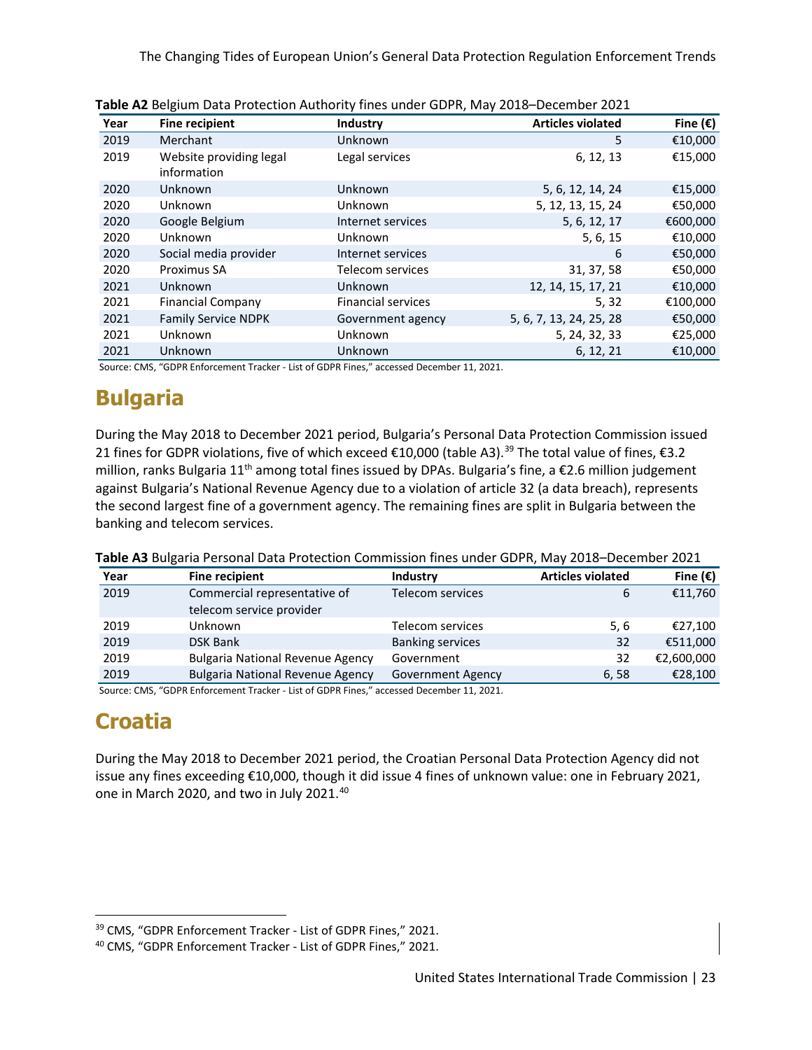**Table A2** Belgium Data Protection Authority fines under GDPR, May 2018–December 2021

| Year | Fine recipient | Industry | Articles violated | Fine (€) |
|---|---|---|---|---|
| 2019 | Merchant | Unknown | 5 | €10,000 |
| 2019 | Website providing legal information | Legal services | 6, 12, 13 | €15,000 |
| 2020 | Unknown | Unknown | 5, 6, 12, 14, 24 | €15,000 |
| 2020 | Unknown | Unknown | 5, 12, 13, 15, 24 | €50,000 |
| 2020 | Google Belgium | Internet services | 5, 6, 12, 17 | €600,000 |
| 2020 | Unknown | Unknown | 5, 6, 15 | €10,000 |
| 2020 | Social media provider | Internet services | 6 | €50,000 |
| 2020 | Proximus SA | Telecom services | 31, 37, 58 | €50,000 |
| 2021 | Unknown | Unknown | 12, 14, 15, 17, 21 | €10,000 |
| 2021 | Financial Company | Financial services | 5, 32 | €100,000 |
| 2021 | Family Service NDPK | Government agency | 5, 6, 7, 13, 24, 25, 28 | €50,000 |
| 2021 | Unknown | Unknown | 5, 24, 32, 33 | €25,000 |
| 2021 | Unknown | Unknown | 6, 12, 21 | €10,000 |

Source: CMS, "GDPR Enforcement Tracker - List of GDPR Fines," accessed December 11, 2021.

## Bulgaria

During the May 2018 to December 2021 period, Bulgaria's Personal Data Protection Commission issued 21 fines for GDPR violations, five of which exceed €10,000 (table A3).[39] The total value of fines, €3.2 million, ranks Bulgaria 11th among total fines issued by DPAs. Bulgaria's fine, a €2.6 million judgement against Bulgaria's National Revenue Agency due to a violation of article 32 (a data breach), represents the second largest fine of a government agency. The remaining fines are split in Bulgaria between the banking and telecom services.

**Table A3** Bulgaria Personal Data Protection Commission fines under GDPR, May 2018–December 2021

| Year | Fine recipient | Industry | Articles violated | Fine (€) |
|---|---|---|---|---|
| 2019 | Commercial representative of telecom service provider | Telecom services | 6 | €11,760 |
| 2019 | Unknown | Telecom services | 5, 6 | €27,100 |
| 2019 | DSK Bank | Banking services | 32 | €511,000 |
| 2019 | Bulgaria National Revenue Agency | Government | 32 | €2,600,000 |
| 2019 | Bulgaria National Revenue Agency | Government Agency | 6, 58 | €28,100 |

Source: CMS, "GDPR Enforcement Tracker - List of GDPR Fines," accessed December 11, 2021.

## Croatia

During the May 2018 to December 2021 period, the Croatian Personal Data Protection Agency did not issue any fines exceeding €10,000, though it did issue 4 fines of unknown value: one in February 2021, one in March 2020, and two in July 2021.[40]

[39] CMS, "GDPR Enforcement Tracker - List of GDPR Fines," 2021.

[40] CMS, "GDPR Enforcement Tracker - List of GDPR Fines," 2021.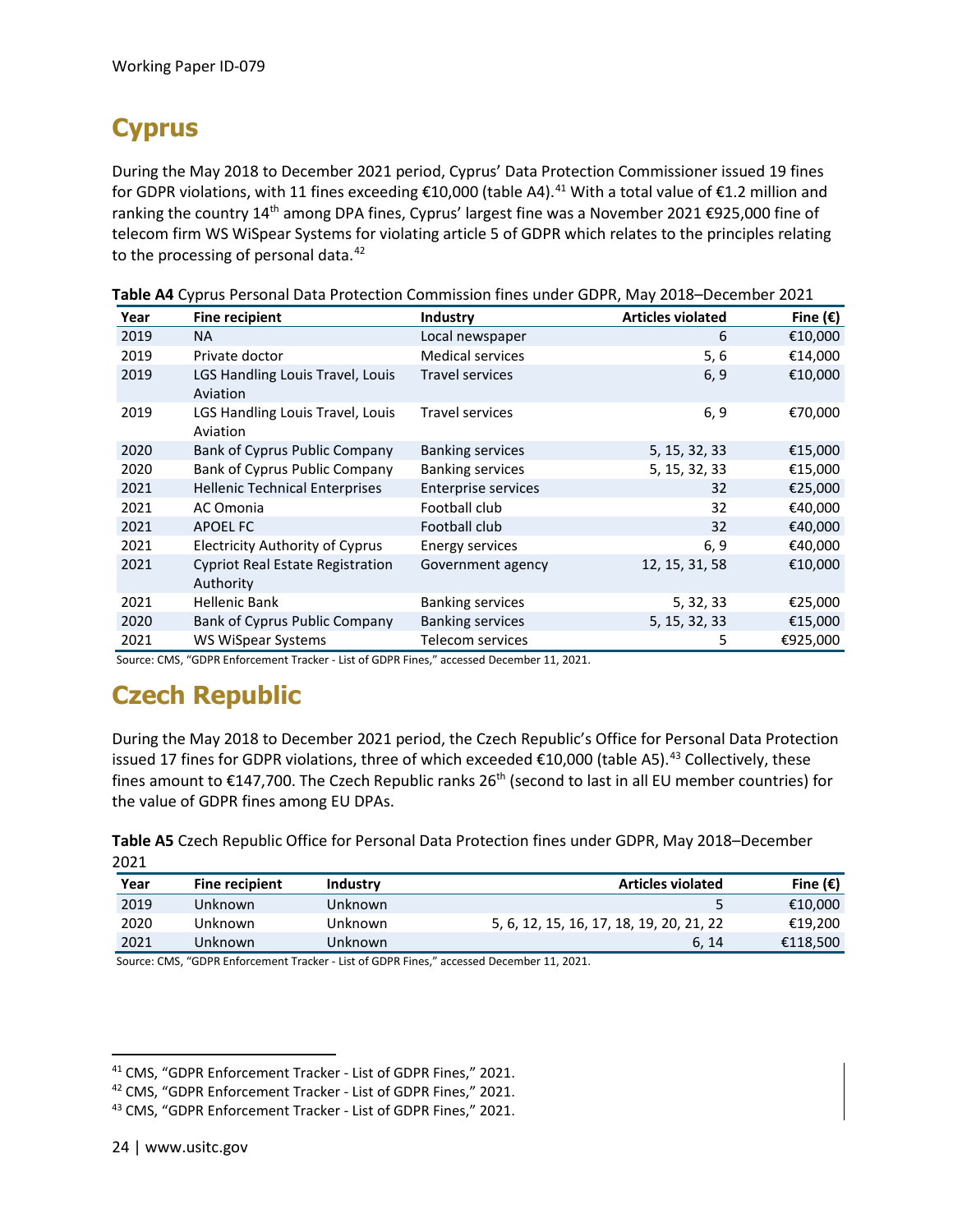## Cyprus

During the May 2018 to December 2021 period, Cyprus' Data Protection Commissioner issued 19 fines for GDPR violations, with 11 fines exceeding €10,000 (table A4).[41] With a total value of €1.2 million and ranking the country 14th among DPA fines, Cyprus' largest fine was a November 2021 €925,000 fine of telecom firm WS WiSpear Systems for violating article 5 of GDPR which relates to the principles relating to the processing of personal data.[42]

**Table A4** Cyprus Personal Data Protection Commission fines under GDPR, May 2018–December 2021

| Year | Fine recipient | Industry | Articles violated | Fine (€) |
|---|---|---|---|---|
| 2019 | NA | Local newspaper | 6 | €10,000 |
| 2019 | Private doctor | Medical services | 5, 6 | €14,000 |
| 2019 | LGS Handling Louis Travel, Louis Aviation | Travel services | 6, 9 | €10,000 |
| 2019 | LGS Handling Louis Travel, Louis Aviation | Travel services | 6, 9 | €70,000 |
| 2020 | Bank of Cyprus Public Company | Banking services | 5, 15, 32, 33 | €15,000 |
| 2020 | Bank of Cyprus Public Company | Banking services | 5, 15, 32, 33 | €15,000 |
| 2021 | Hellenic Technical Enterprises | Enterprise services | 32 | €25,000 |
| 2021 | AC Omonia | Football club | 32 | €40,000 |
| 2021 | APOEL FC | Football club | 32 | €40,000 |
| 2021 | Electricity Authority of Cyprus | Energy services | 6, 9 | €40,000 |
| 2021 | Cypriot Real Estate Registration Authority | Government agency | 12, 15, 31, 58 | €10,000 |
| 2021 | Hellenic Bank | Banking services | 5, 32, 33 | €25,000 |
| 2020 | Bank of Cyprus Public Company | Banking services | 5, 15, 32, 33 | €15,000 |
| 2021 | WS WiSpear Systems | Telecom services | 5 | €925,000 |

Source: CMS, "GDPR Enforcement Tracker - List of GDPR Fines," accessed December 11, 2021.

## Czech Republic

During the May 2018 to December 2021 period, the Czech Republic's Office for Personal Data Protection issued 17 fines for GDPR violations, three of which exceeded €10,000 (table A5).[43] Collectively, these fines amount to €147,700. The Czech Republic ranks 26th (second to last in all EU member countries) for the value of GDPR fines among EU DPAs.

**Table A5** Czech Republic Office for Personal Data Protection fines under GDPR, May 2018–December 2021

| Year | Fine recipient | Industry | Articles violated | Fine (€) |
|---|---|---|---|---|
| 2019 | Unknown | Unknown | 5 | €10,000 |
| 2020 | Unknown | Unknown | 5, 6, 12, 15, 16, 17, 18, 19, 20, 21, 22 | €19,200 |
| 2021 | Unknown | Unknown | 6, 14 | €118,500 |

Source: CMS, "GDPR Enforcement Tracker - List of GDPR Fines," accessed December 11, 2021.

[41] CMS, "GDPR Enforcement Tracker - List of GDPR Fines," 2021.

[42] CMS, "GDPR Enforcement Tracker - List of GDPR Fines," 2021.

[43] CMS, "GDPR Enforcement Tracker - List of GDPR Fines," 2021.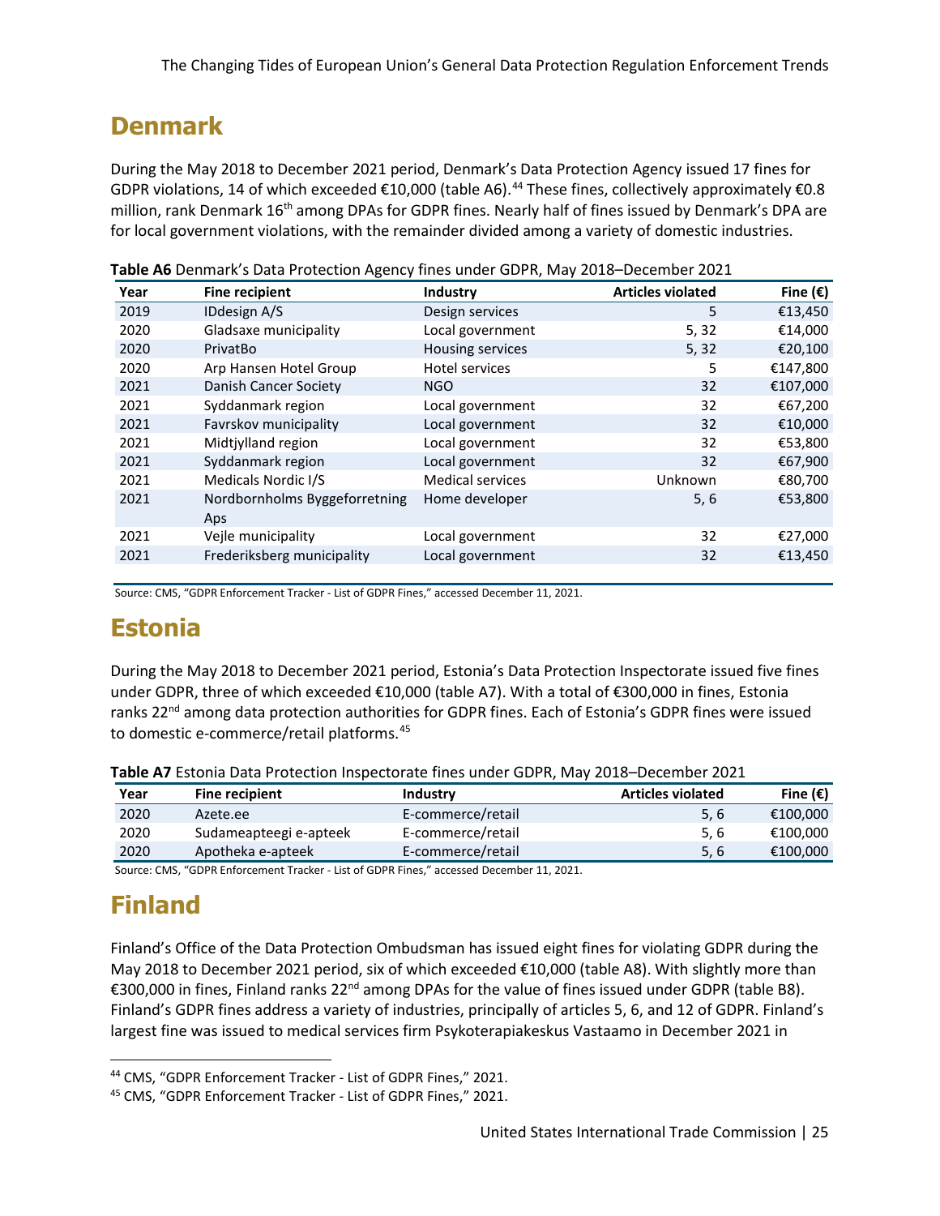# Denmark

During the May 2018 to December 2021 period, Denmark's Data Protection Agency issued 17 fines for GDPR violations, 14 of which exceeded €10,000 (table A6).[44] These fines, collectively approximately €0.8 million, rank Denmark 16th among DPAs for GDPR fines. Nearly half of fines issued by Denmark's DPA are for local government violations, with the remainder divided among a variety of domestic industries.

**Table A6** Denmark's Data Protection Agency fines under GDPR, May 2018–December 2021

| Year | Fine recipient | Industry | Articles violated | Fine (€) |
|---|---|---|---|---|
| 2019 | IDdesign A/S | Design services | 5 | €13,450 |
| 2020 | Gladsaxe municipality | Local government | 5, 32 | €14,000 |
| 2020 | PrivatBo | Housing services | 5, 32 | €20,100 |
| 2020 | Arp Hansen Hotel Group | Hotel services | 5 | €147,800 |
| 2021 | Danish Cancer Society | NGO | 32 | €107,000 |
| 2021 | Syddanmark region | Local government | 32 | €67,200 |
| 2021 | Favrskov municipality | Local government | 32 | €10,000 |
| 2021 | Midtjylland region | Local government | 32 | €53,800 |
| 2021 | Syddanmark region | Local government | 32 | €67,900 |
| 2021 | Medicals Nordic I/S | Medical services | Unknown | €80,700 |
| 2021 | Nordbornholms Byggeforretning Aps | Home developer | 5, 6 | €53,800 |
| 2021 | Vejle municipality | Local government | 32 | €27,000 |
| 2021 | Frederiksberg municipality | Local government | 32 | €13,450 |

Source: CMS, "GDPR Enforcement Tracker - List of GDPR Fines," accessed December 11, 2021.

# Estonia

During the May 2018 to December 2021 period, Estonia's Data Protection Inspectorate issued five fines under GDPR, three of which exceeded €10,000 (table A7). With a total of €300,000 in fines, Estonia ranks 22nd among data protection authorities for GDPR fines. Each of Estonia's GDPR fines were issued to domestic e-commerce/retail platforms.[45]

**Table A7** Estonia Data Protection Inspectorate fines under GDPR, May 2018–December 2021

| Year | Fine recipient | Industry | Articles violated | Fine (€) |
|---|---|---|---|---|
| 2020 | Azete.ee | E-commerce/retail | 5, 6 | €100,000 |
| 2020 | Sudameapteegi e-apteek | E-commerce/retail | 5, 6 | €100,000 |
| 2020 | Apotheka e-apteek | E-commerce/retail | 5, 6 | €100,000 |

Source: CMS, "GDPR Enforcement Tracker - List of GDPR Fines," accessed December 11, 2021.

# Finland

Finland's Office of the Data Protection Ombudsman has issued eight fines for violating GDPR during the May 2018 to December 2021 period, six of which exceeded €10,000 (table A8). With slightly more than €300,000 in fines, Finland ranks 22nd among DPAs for the value of fines issued under GDPR (table B8). Finland's GDPR fines address a variety of industries, principally of articles 5, 6, and 12 of GDPR. Finland's largest fine was issued to medical services firm Psykoterapiakeskus Vastaamo in December 2021 in

[44] CMS, "GDPR Enforcement Tracker - List of GDPR Fines," 2021.

[45] CMS, "GDPR Enforcement Tracker - List of GDPR Fines," 2021.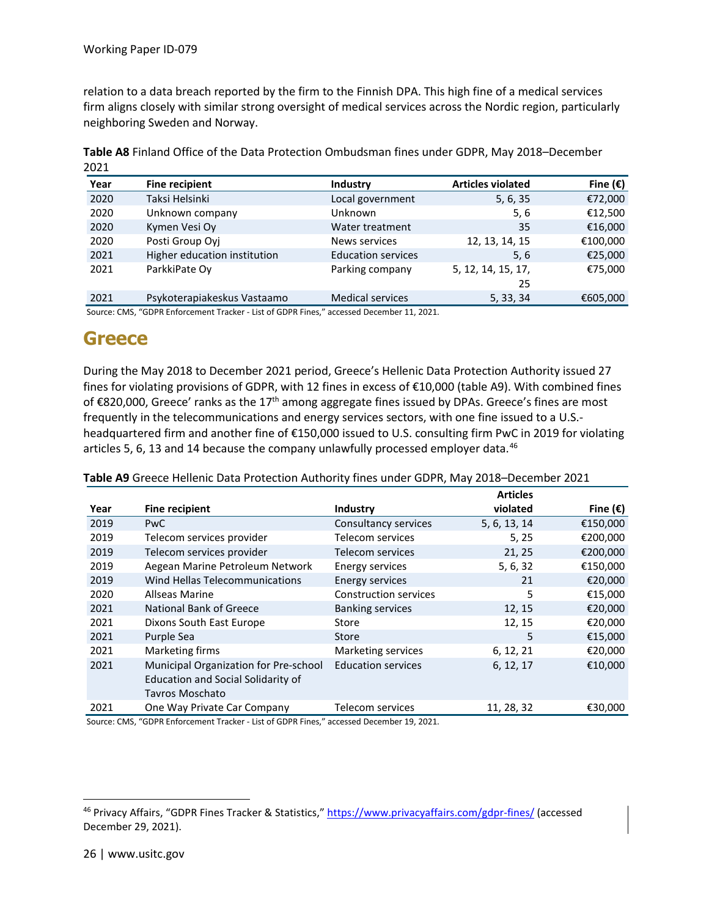relation to a data breach reported by the firm to the Finnish DPA. This high fine of a medical services firm aligns closely with similar strong oversight of medical services across the Nordic region, particularly neighboring Sweden and Norway.

**Table A8** Finland Office of the Data Protection Ombudsman fines under GDPR, May 2018–December 2021

| Year | Fine recipient | Industry | Articles violated | Fine (€) |
|---|---|---|---|---|
| 2020 | Taksi Helsinki | Local government | 5, 6, 35 | €72,000 |
| 2020 | Unknown company | Unknown | 5, 6 | €12,500 |
| 2020 | Kymen Vesi Oy | Water treatment | 35 | €16,000 |
| 2020 | Posti Group Oyj | News services | 12, 13, 14, 15 | €100,000 |
| 2021 | Higher education institution | Education services | 5, 6 | €25,000 |
| 2021 | ParkkiPate Oy | Parking company | 5, 12, 14, 15, 17, 25 | €75,000 |
| 2021 | Psykoterapiakeskus Vastaamo | Medical services | 5, 33, 34 | €605,000 |

Source: CMS, "GDPR Enforcement Tracker - List of GDPR Fines," accessed December 11, 2021.

## Greece

During the May 2018 to December 2021 period, Greece's Hellenic Data Protection Authority issued 27 fines for violating provisions of GDPR, with 12 fines in excess of €10,000 (table A9). With combined fines of €820,000, Greece' ranks as the 17th among aggregate fines issued by DPAs. Greece's fines are most frequently in the telecommunications and energy services sectors, with one fine issued to a U.S.-headquartered firm and another fine of €150,000 issued to U.S. consulting firm PwC in 2019 for violating articles 5, 6, 13 and 14 because the company unlawfully processed employer data.[46]

**Table A9** Greece Hellenic Data Protection Authority fines under GDPR, May 2018–December 2021

| Year | Fine recipient | Industry | Articles violated | Fine (€) |
|---|---|---|---|---|
| 2019 | PwC | Consultancy services | 5, 6, 13, 14 | €150,000 |
| 2019 | Telecom services provider | Telecom services | 5, 25 | €200,000 |
| 2019 | Telecom services provider | Telecom services | 21, 25 | €200,000 |
| 2019 | Aegean Marine Petroleum Network | Energy services | 5, 6, 32 | €150,000 |
| 2019 | Wind Hellas Telecommunications | Energy services | 21 | €20,000 |
| 2020 | Allseas Marine | Construction services | 5 | €15,000 |
| 2021 | National Bank of Greece | Banking services | 12, 15 | €20,000 |
| 2021 | Dixons South East Europe | Store | 12, 15 | €20,000 |
| 2021 | Purple Sea | Store | 5 | €15,000 |
| 2021 | Marketing firms | Marketing services | 6, 12, 21 | €20,000 |
| 2021 | Municipal Organization for Pre-school Education and Social Solidarity of Tavros Moschato | Education services | 6, 12, 17 | €10,000 |
| 2021 | One Way Private Car Company | Telecom services | 11, 28, 32 | €30,000 |

Source: CMS, "GDPR Enforcement Tracker - List of GDPR Fines," accessed December 19, 2021.

[46] Privacy Affairs, "GDPR Fines Tracker & Statistics," https://www.privacyaffairs.com/gdpr-fines/ (accessed December 29, 2021).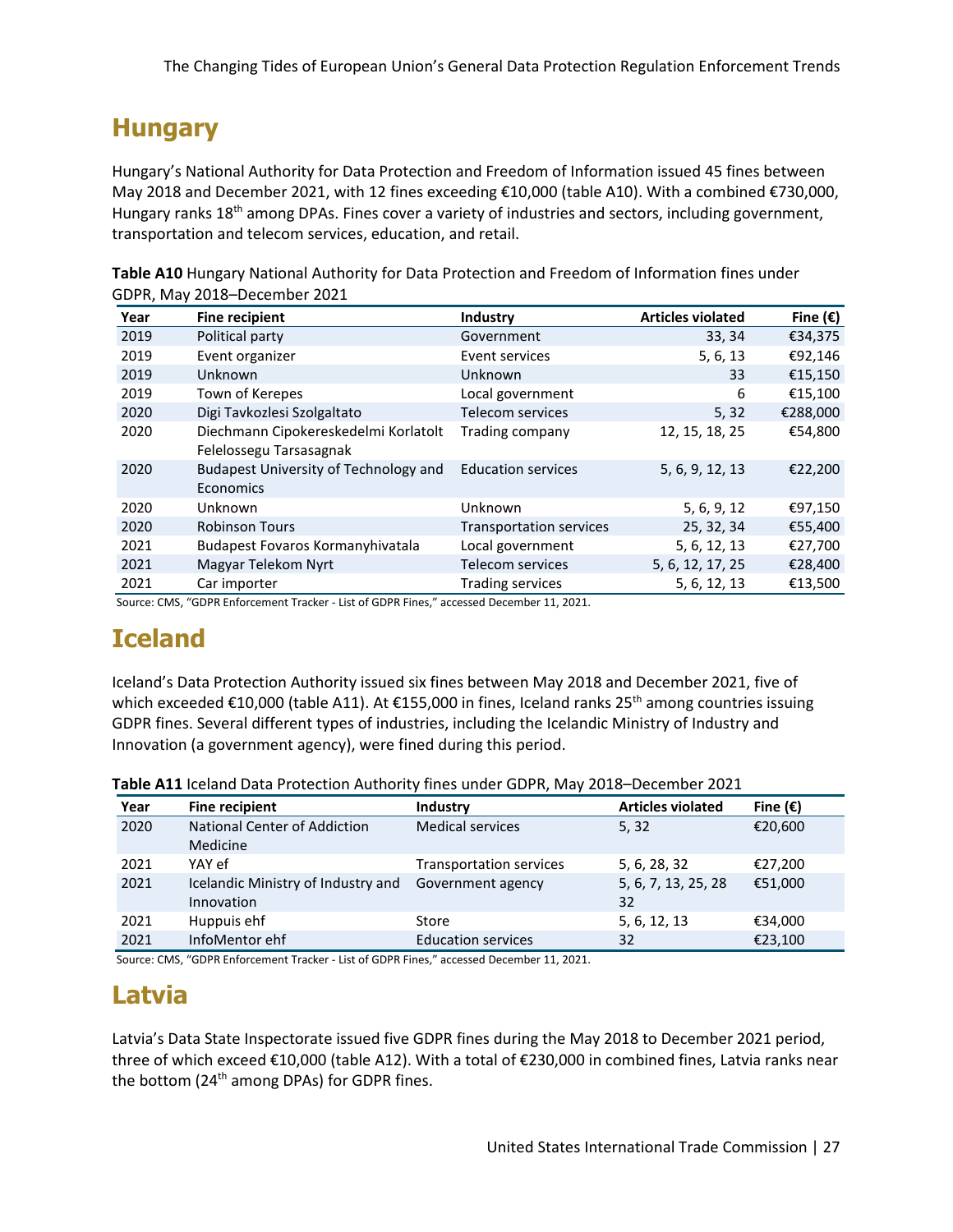# Hungary

Hungary's National Authority for Data Protection and Freedom of Information issued 45 fines between May 2018 and December 2021, with 12 fines exceeding €10,000 (table A10). With a combined €730,000, Hungary ranks 18th among DPAs. Fines cover a variety of industries and sectors, including government, transportation and telecom services, education, and retail.

**Table A10** Hungary National Authority for Data Protection and Freedom of Information fines under GDPR, May 2018–December 2021

| Year | Fine recipient | Industry | Articles violated | Fine (€) |
|---|---|---|---|---|
| 2019 | Political party | Government | 33, 34 | €34,375 |
| 2019 | Event organizer | Event services | 5, 6, 13 | €92,146 |
| 2019 | Unknown | Unknown | 33 | €15,150 |
| 2019 | Town of Kerepes | Local government | 6 | €15,100 |
| 2020 | Digi Tavkozlesi Szolgaltato | Telecom services | 5, 32 | €288,000 |
| 2020 | Diechmann Cipokereskedelmi Korlatolt Felelossegu Tarsasagnak | Trading company | 12, 15, 18, 25 | €54,800 |
| 2020 | Budapest University of Technology and Economics | Education services | 5, 6, 9, 12, 13 | €22,200 |
| 2020 | Unknown | Unknown | 5, 6, 9, 12 | €97,150 |
| 2020 | Robinson Tours | Transportation services | 25, 32, 34 | €55,400 |
| 2021 | Budapest Fovaros Kormanyhivatala | Local government | 5, 6, 12, 13 | €27,700 |
| 2021 | Magyar Telekom Nyrt | Telecom services | 5, 6, 12, 17, 25 | €28,400 |
| 2021 | Car importer | Trading services | 5, 6, 12, 13 | €13,500 |

Source: CMS, "GDPR Enforcement Tracker - List of GDPR Fines," accessed December 11, 2021.

# Iceland

Iceland's Data Protection Authority issued six fines between May 2018 and December 2021, five of which exceeded €10,000 (table A11). At €155,000 in fines, Iceland ranks 25th among countries issuing GDPR fines. Several different types of industries, including the Icelandic Ministry of Industry and Innovation (a government agency), were fined during this period.

**Table A11** Iceland Data Protection Authority fines under GDPR, May 2018–December 2021

| Year | Fine recipient | Industry | Articles violated | Fine (€) |
|---|---|---|---|---|
| 2020 | National Center of Addiction Medicine | Medical services | 5, 32 | €20,600 |
| 2021 | YAY ef | Transportation services | 5, 6, 28, 32 | €27,200 |
| 2021 | Icelandic Ministry of Industry and Innovation | Government agency | 5, 6, 7, 13, 25, 28 32 | €51,000 |
| 2021 | Huppuis ehf | Store | 5, 6, 12, 13 | €34,000 |
| 2021 | InfoMentor ehf | Education services | 32 | €23,100 |

Source: CMS, "GDPR Enforcement Tracker - List of GDPR Fines," accessed December 11, 2021.

# Latvia

Latvia's Data State Inspectorate issued five GDPR fines during the May 2018 to December 2021 period, three of which exceed €10,000 (table A12). With a total of €230,000 in combined fines, Latvia ranks near the bottom (24th among DPAs) for GDPR fines.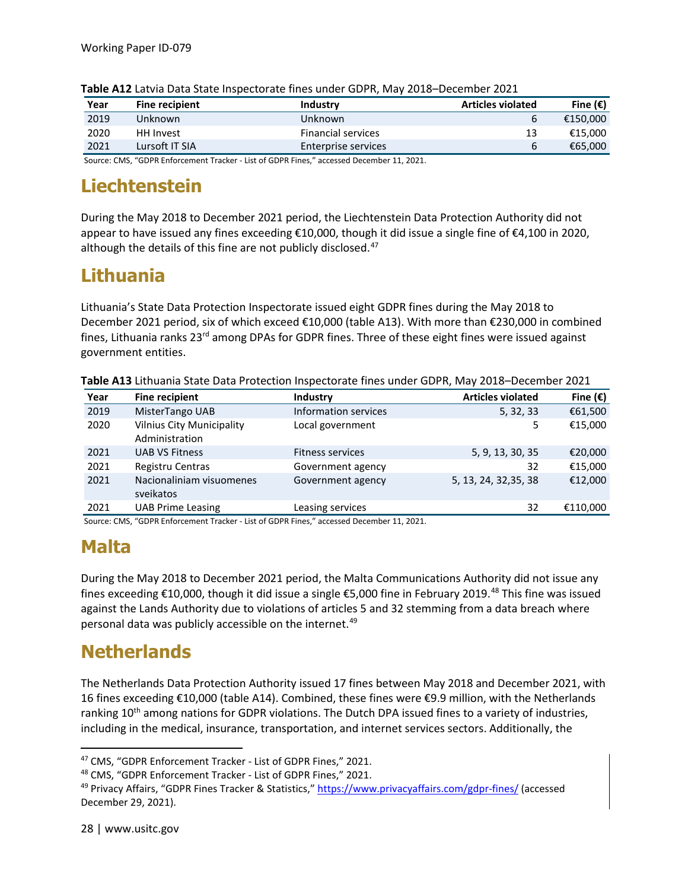**Table A12** Latvia Data State Inspectorate fines under GDPR, May 2018–December 2021

| Year | Fine recipient | Industry | Articles violated | Fine (€) |
|---|---|---|---|---|
| 2019 | Unknown | Unknown | 6 | €150,000 |
| 2020 | HH Invest | Financial services | 13 | €15,000 |
| 2021 | Lursoft IT SIA | Enterprise services | 6 | €65,000 |

Source: CMS, "GDPR Enforcement Tracker - List of GDPR Fines," accessed December 11, 2021.

## Liechtenstein

During the May 2018 to December 2021 period, the Liechtenstein Data Protection Authority did not appear to have issued any fines exceeding €10,000, though it did issue a single fine of €4,100 in 2020, although the details of this fine are not publicly disclosed.[47]

## Lithuania

Lithuania's State Data Protection Inspectorate issued eight GDPR fines during the May 2018 to December 2021 period, six of which exceed €10,000 (table A13). With more than €230,000 in combined fines, Lithuania ranks 23rd among DPAs for GDPR fines. Three of these eight fines were issued against government entities.

**Table A13** Lithuania State Data Protection Inspectorate fines under GDPR, May 2018–December 2021

| Year | Fine recipient | Industry | Articles violated | Fine (€) |
|---|---|---|---|---|
| 2019 | MisterTango UAB | Information services | 5, 32, 33 | €61,500 |
| 2020 | Vilnius City Municipality Administration | Local government | 5 | €15,000 |
| 2021 | UAB VS Fitness | Fitness services | 5, 9, 13, 30, 35 | €20,000 |
| 2021 | Registru Centras | Government agency | 32 | €15,000 |
| 2021 | Nacionaliniam visuomenes sveikatos | Government agency | 5, 13, 24, 32,35, 38 | €12,000 |
| 2021 | UAB Prime Leasing | Leasing services | 32 | €110,000 |

Source: CMS, "GDPR Enforcement Tracker - List of GDPR Fines," accessed December 11, 2021.

## Malta

During the May 2018 to December 2021 period, the Malta Communications Authority did not issue any fines exceeding €10,000, though it did issue a single €5,000 fine in February 2019.[48] This fine was issued against the Lands Authority due to violations of articles 5 and 32 stemming from a data breach where personal data was publicly accessible on the internet.[49]

## Netherlands

The Netherlands Data Protection Authority issued 17 fines between May 2018 and December 2021, with 16 fines exceeding €10,000 (table A14). Combined, these fines were €9.9 million, with the Netherlands ranking 10th among nations for GDPR violations. The Dutch DPA issued fines to a variety of industries, including in the medical, insurance, transportation, and internet services sectors. Additionally, the

[47] CMS, "GDPR Enforcement Tracker - List of GDPR Fines," 2021.

[48] CMS, "GDPR Enforcement Tracker - List of GDPR Fines," 2021.

[49] Privacy Affairs, "GDPR Fines Tracker & Statistics," https://www.privacyaffairs.com/gdpr-fines/ (accessed December 29, 2021).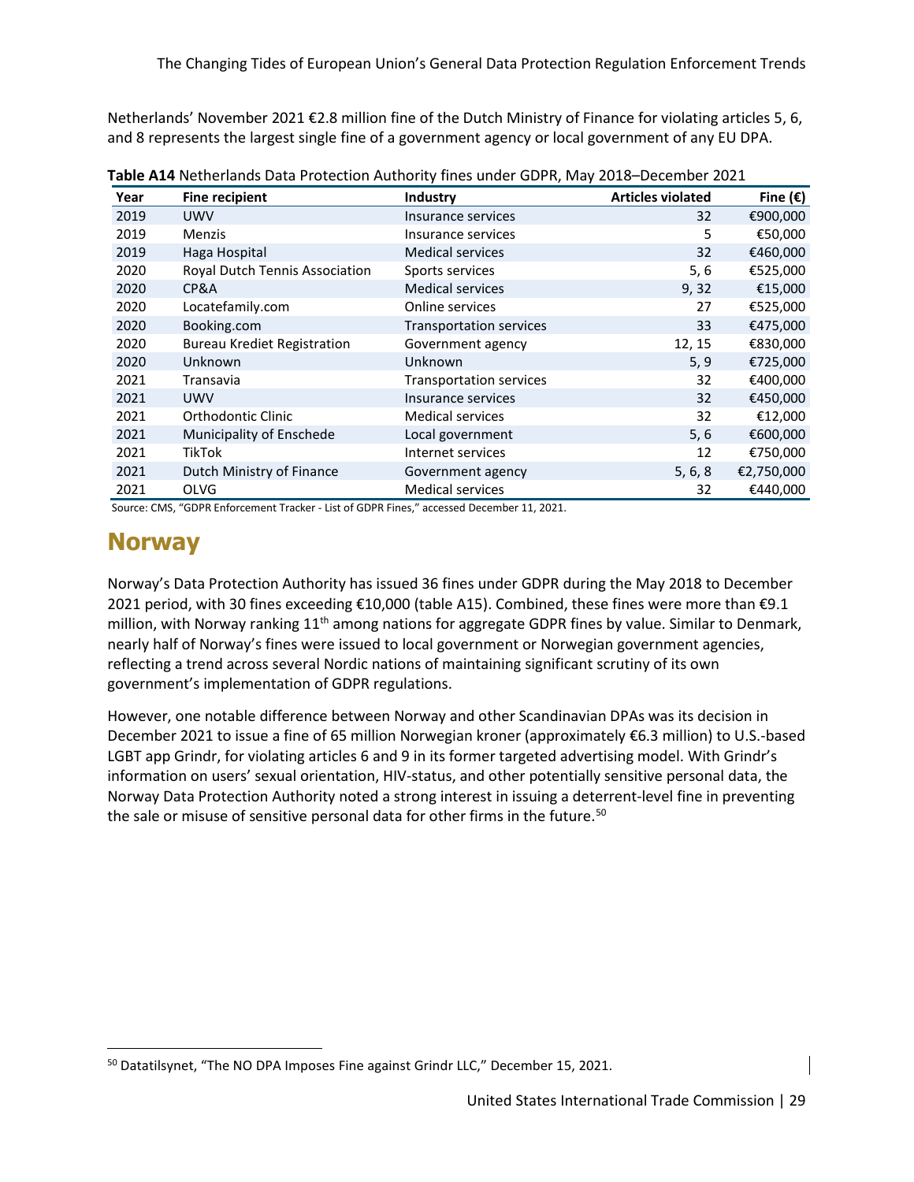Netherlands' November 2021 €2.8 million fine of the Dutch Ministry of Finance for violating articles 5, 6, and 8 represents the largest single fine of a government agency or local government of any EU DPA.

**Table A14** Netherlands Data Protection Authority fines under GDPR, May 2018–December 2021

| Year | Fine recipient | Industry | Articles violated | Fine (€) |
|---|---|---|---|---|
| 2019 | UWV | Insurance services | 32 | €900,000 |
| 2019 | Menzis | Insurance services | 5 | €50,000 |
| 2019 | Haga Hospital | Medical services | 32 | €460,000 |
| 2020 | Royal Dutch Tennis Association | Sports services | 5, 6 | €525,000 |
| 2020 | CP&A | Medical services | 9, 32 | €15,000 |
| 2020 | Locatefamily.com | Online services | 27 | €525,000 |
| 2020 | Booking.com | Transportation services | 33 | €475,000 |
| 2020 | Bureau Krediet Registration | Government agency | 12, 15 | €830,000 |
| 2020 | Unknown | Unknown | 5, 9 | €725,000 |
| 2021 | Transavia | Transportation services | 32 | €400,000 |
| 2021 | UWV | Insurance services | 32 | €450,000 |
| 2021 | Orthodontic Clinic | Medical services | 32 | €12,000 |
| 2021 | Municipality of Enschede | Local government | 5, 6 | €600,000 |
| 2021 | TikTok | Internet services | 12 | €750,000 |
| 2021 | Dutch Ministry of Finance | Government agency | 5, 6, 8 | €2,750,000 |
| 2021 | OLVG | Medical services | 32 | €440,000 |

Source: CMS, "GDPR Enforcement Tracker - List of GDPR Fines," accessed December 11, 2021.

## Norway

Norway's Data Protection Authority has issued 36 fines under GDPR during the May 2018 to December 2021 period, with 30 fines exceeding €10,000 (table A15). Combined, these fines were more than €9.1 million, with Norway ranking 11th among nations for aggregate GDPR fines by value. Similar to Denmark, nearly half of Norway's fines were issued to local government or Norwegian government agencies, reflecting a trend across several Nordic nations of maintaining significant scrutiny of its own government's implementation of GDPR regulations.

However, one notable difference between Norway and other Scandinavian DPAs was its decision in December 2021 to issue a fine of 65 million Norwegian kroner (approximately €6.3 million) to U.S.-based LGBT app Grindr, for violating articles 6 and 9 in its former targeted advertising model. With Grindr's information on users' sexual orientation, HIV-status, and other potentially sensitive personal data, the Norway Data Protection Authority noted a strong interest in issuing a deterrent-level fine in preventing the sale or misuse of sensitive personal data for other firms in the future.[50]

[50] Datatilsynet, "The NO DPA Imposes Fine against Grindr LLC," December 15, 2021.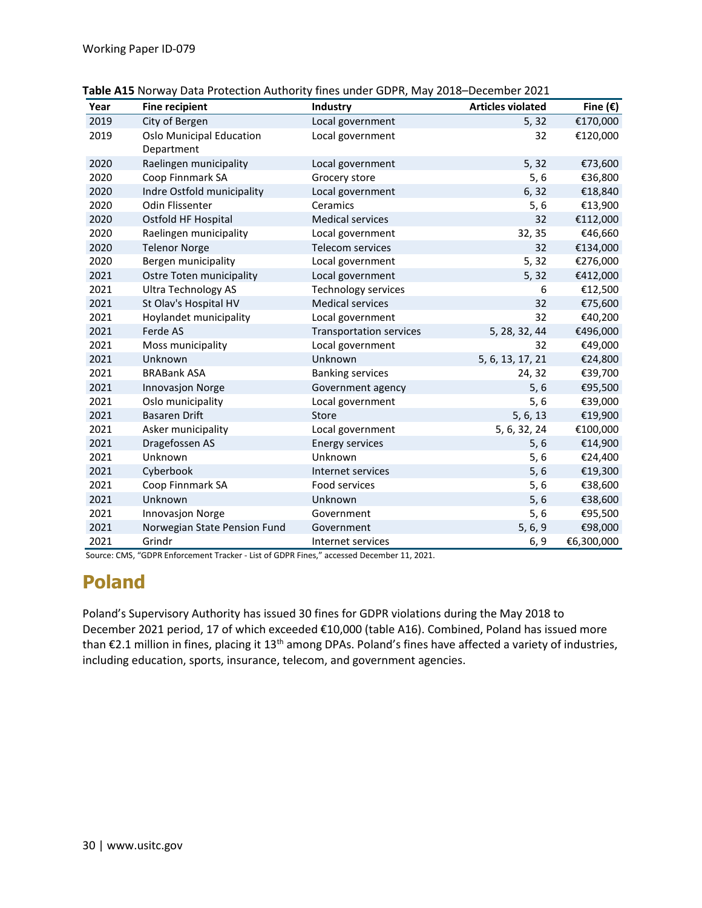**Table A15** Norway Data Protection Authority fines under GDPR, May 2018–December 2021

| Year | Fine recipient | Industry | Articles violated | Fine (€) |
|---|---|---|---|---|
| 2019 | City of Bergen | Local government | 5, 32 | €170,000 |
| 2019 | Oslo Municipal Education Department | Local government | 32 | €120,000 |
| 2020 | Raelingen municipality | Local government | 5, 32 | €73,600 |
| 2020 | Coop Finnmark SA | Grocery store | 5, 6 | €36,800 |
| 2020 | Indre Ostfold municipality | Local government | 6, 32 | €18,840 |
| 2020 | Odin Flissenter | Ceramics | 5, 6 | €13,900 |
| 2020 | Ostfold HF Hospital | Medical services | 32 | €112,000 |
| 2020 | Raelingen municipality | Local government | 32, 35 | €46,660 |
| 2020 | Telenor Norge | Telecom services | 32 | €134,000 |
| 2020 | Bergen municipality | Local government | 5, 32 | €276,000 |
| 2021 | Ostre Toten municipality | Local government | 5, 32 | €412,000 |
| 2021 | Ultra Technology AS | Technology services | 6 | €12,500 |
| 2021 | St Olav's Hospital HV | Medical services | 32 | €75,600 |
| 2021 | Hoylandet municipality | Local government | 32 | €40,200 |
| 2021 | Ferde AS | Transportation services | 5, 28, 32, 44 | €496,000 |
| 2021 | Moss municipality | Local government | 32 | €49,000 |
| 2021 | Unknown | Unknown | 5, 6, 13, 17, 21 | €24,800 |
| 2021 | BRABank ASA | Banking services | 24, 32 | €39,700 |
| 2021 | Innovasjon Norge | Government agency | 5, 6 | €95,500 |
| 2021 | Oslo municipality | Local government | 5, 6 | €39,000 |
| 2021 | Basaren Drift | Store | 5, 6, 13 | €19,900 |
| 2021 | Asker municipality | Local government | 5, 6, 32, 24 | €100,000 |
| 2021 | Dragefossen AS | Energy services | 5, 6 | €14,900 |
| 2021 | Unknown | Unknown | 5, 6 | €24,400 |
| 2021 | Cyberbook | Internet services | 5, 6 | €19,300 |
| 2021 | Coop Finnmark SA | Food services | 5, 6 | €38,600 |
| 2021 | Unknown | Unknown | 5, 6 | €38,600 |
| 2021 | Innovasjon Norge | Government | 5, 6 | €95,500 |
| 2021 | Norwegian State Pension Fund | Government | 5, 6, 9 | €98,000 |
| 2021 | Grindr | Internet services | 6, 9 | €6,300,000 |

Source: CMS, "GDPR Enforcement Tracker - List of GDPR Fines," accessed December 11, 2021.

## Poland

Poland's Supervisory Authority has issued 30 fines for GDPR violations during the May 2018 to December 2021 period, 17 of which exceeded €10,000 (table A16). Combined, Poland has issued more than €2.1 million in fines, placing it 13th among DPAs. Poland's fines have affected a variety of industries, including education, sports, insurance, telecom, and government agencies.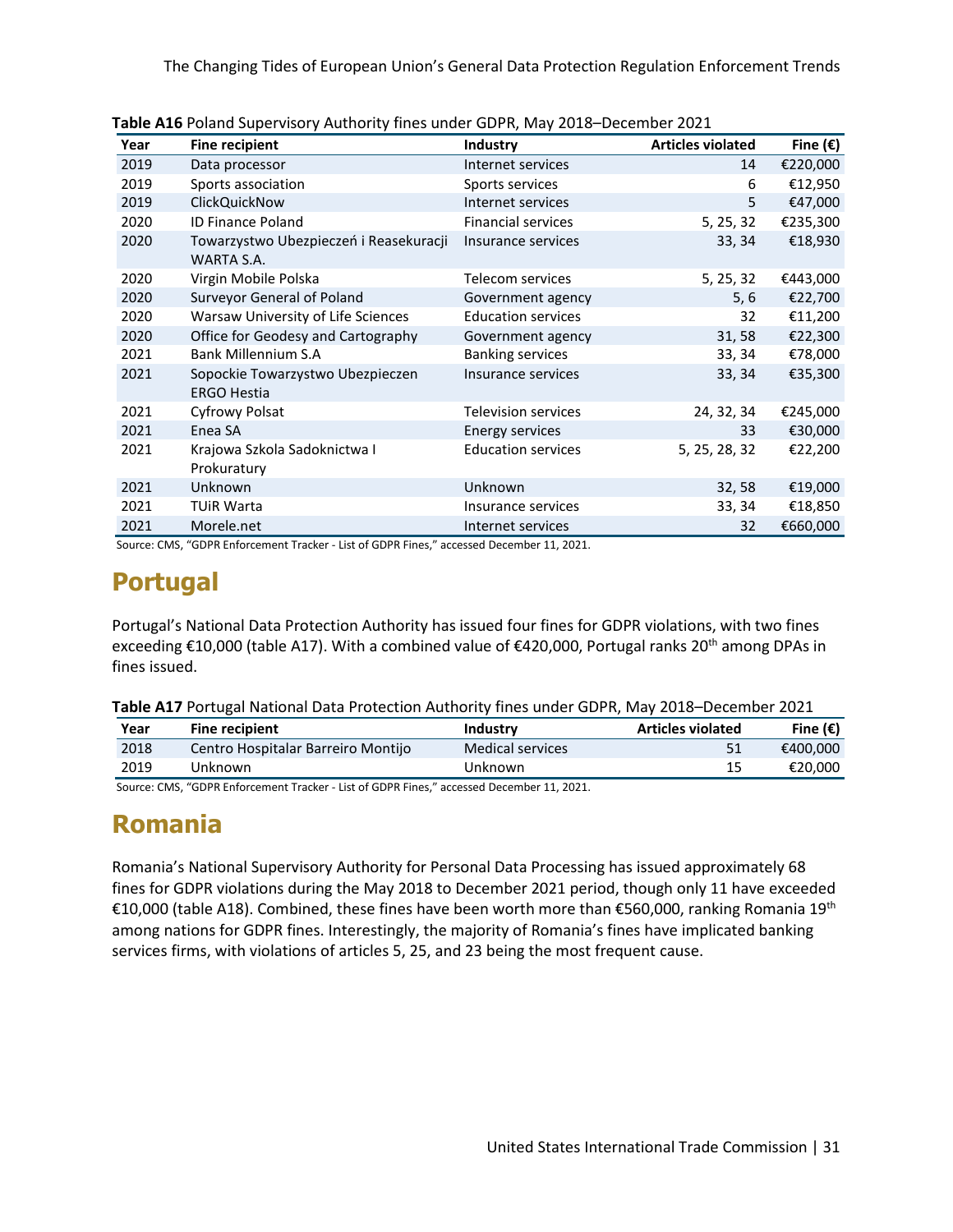**Table A16** Poland Supervisory Authority fines under GDPR, May 2018–December 2021

| Year | Fine recipient | Industry | Articles violated | Fine (€) |
|---|---|---|---|---|
| 2019 | Data processor | Internet services | 14 | €220,000 |
| 2019 | Sports association | Sports services | 6 | €12,950 |
| 2019 | ClickQuickNow | Internet services | 5 | €47,000 |
| 2020 | ID Finance Poland | Financial services | 5, 25, 32 | €235,300 |
| 2020 | Towarzystwo Ubezpieczeń i Reasekuracji WARTA S.A. | Insurance services | 33, 34 | €18,930 |
| 2020 | Virgin Mobile Polska | Telecom services | 5, 25, 32 | €443,000 |
| 2020 | Surveyor General of Poland | Government agency | 5, 6 | €22,700 |
| 2020 | Warsaw University of Life Sciences | Education services | 32 | €11,200 |
| 2020 | Office for Geodesy and Cartography | Government agency | 31, 58 | €22,300 |
| 2021 | Bank Millennium S.A | Banking services | 33, 34 | €78,000 |
| 2021 | Sopockie Towarzystwo Ubezpieczen ERGO Hestia | Insurance services | 33, 34 | €35,300 |
| 2021 | Cyfrowy Polsat | Television services | 24, 32, 34 | €245,000 |
| 2021 | Enea SA | Energy services | 33 | €30,000 |
| 2021 | Krajowa Szkola Sadoknictwa I Prokuratury | Education services | 5, 25, 28, 32 | €22,200 |
| 2021 | Unknown | Unknown | 32, 58 | €19,000 |
| 2021 | TUiR Warta | Insurance services | 33, 34 | €18,850 |
| 2021 | Morele.net | Internet services | 32 | €660,000 |

Source: CMS, "GDPR Enforcement Tracker - List of GDPR Fines," accessed December 11, 2021.

# Portugal

Portugal's National Data Protection Authority has issued four fines for GDPR violations, with two fines exceeding €10,000 (table A17). With a combined value of €420,000, Portugal ranks 20th among DPAs in fines issued.

**Table A17** Portugal National Data Protection Authority fines under GDPR, May 2018–December 2021

| Year | Fine recipient | Industry | Articles violated | Fine (€) |
|---|---|---|---|---|
| 2018 | Centro Hospitalar Barreiro Montijo | Medical services | 51 | €400,000 |
| 2019 | Unknown | Unknown | 15 | €20,000 |

Source: CMS, "GDPR Enforcement Tracker - List of GDPR Fines," accessed December 11, 2021.

# Romania

Romania's National Supervisory Authority for Personal Data Processing has issued approximately 68 fines for GDPR violations during the May 2018 to December 2021 period, though only 11 have exceeded €10,000 (table A18). Combined, these fines have been worth more than €560,000, ranking Romania 19th among nations for GDPR fines. Interestingly, the majority of Romania's fines have implicated banking services firms, with violations of articles 5, 25, and 23 being the most frequent cause.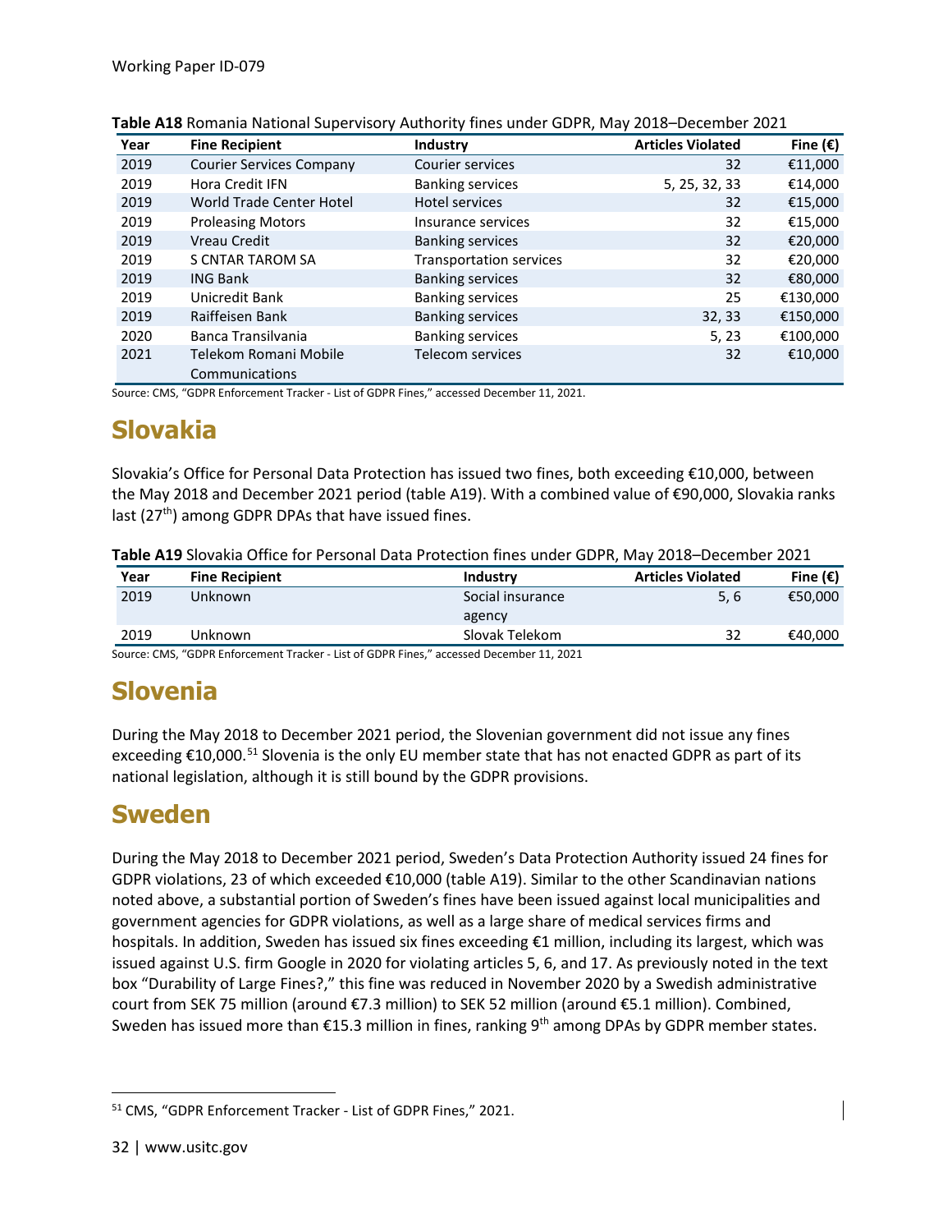**Table A18** Romania National Supervisory Authority fines under GDPR, May 2018–December 2021

| Year | Fine Recipient | Industry | Articles Violated | Fine (€) |
|---|---|---|---|---|
| 2019 | Courier Services Company | Courier services | 32 | €11,000 |
| 2019 | Hora Credit IFN | Banking services | 5, 25, 32, 33 | €14,000 |
| 2019 | World Trade Center Hotel | Hotel services | 32 | €15,000 |
| 2019 | Proleasing Motors | Insurance services | 32 | €15,000 |
| 2019 | Vreau Credit | Banking services | 32 | €20,000 |
| 2019 | S CNTAR TAROM SA | Transportation services | 32 | €20,000 |
| 2019 | ING Bank | Banking services | 32 | €80,000 |
| 2019 | Unicredit Bank | Banking services | 25 | €130,000 |
| 2019 | Raiffeisen Bank | Banking services | 32, 33 | €150,000 |
| 2020 | Banca Transilvania | Banking services | 5, 23 | €100,000 |
| 2021 | Telekom Romani Mobile Communications | Telecom services | 32 | €10,000 |

Source: CMS, "GDPR Enforcement Tracker - List of GDPR Fines," accessed December 11, 2021.

# Slovakia

Slovakia's Office for Personal Data Protection has issued two fines, both exceeding €10,000, between the May 2018 and December 2021 period (table A19). With a combined value of €90,000, Slovakia ranks last (27th) among GDPR DPAs that have issued fines.

**Table A19** Slovakia Office for Personal Data Protection fines under GDPR, May 2018–December 2021

| Year | Fine Recipient | Industry | Articles Violated | Fine (€) |
|---|---|---|---|---|
| 2019 | Unknown | Social insurance agency | 5, 6 | €50,000 |
| 2019 | Unknown | Slovak Telekom | 32 | €40,000 |

Source: CMS, "GDPR Enforcement Tracker - List of GDPR Fines," accessed December 11, 2021

# Slovenia

During the May 2018 to December 2021 period, the Slovenian government did not issue any fines exceeding €10,000.[51] Slovenia is the only EU member state that has not enacted GDPR as part of its national legislation, although it is still bound by the GDPR provisions.

# Sweden

During the May 2018 to December 2021 period, Sweden's Data Protection Authority issued 24 fines for GDPR violations, 23 of which exceeded €10,000 (table A19). Similar to the other Scandinavian nations noted above, a substantial portion of Sweden's fines have been issued against local municipalities and government agencies for GDPR violations, as well as a large share of medical services firms and hospitals. In addition, Sweden has issued six fines exceeding €1 million, including its largest, which was issued against U.S. firm Google in 2020 for violating articles 5, 6, and 17. As previously noted in the text box "Durability of Large Fines?," this fine was reduced in November 2020 by a Swedish administrative court from SEK 75 million (around €7.3 million) to SEK 52 million (around €5.1 million). Combined, Sweden has issued more than €15.3 million in fines, ranking 9th among DPAs by GDPR member states.

[51] CMS, "GDPR Enforcement Tracker - List of GDPR Fines," 2021.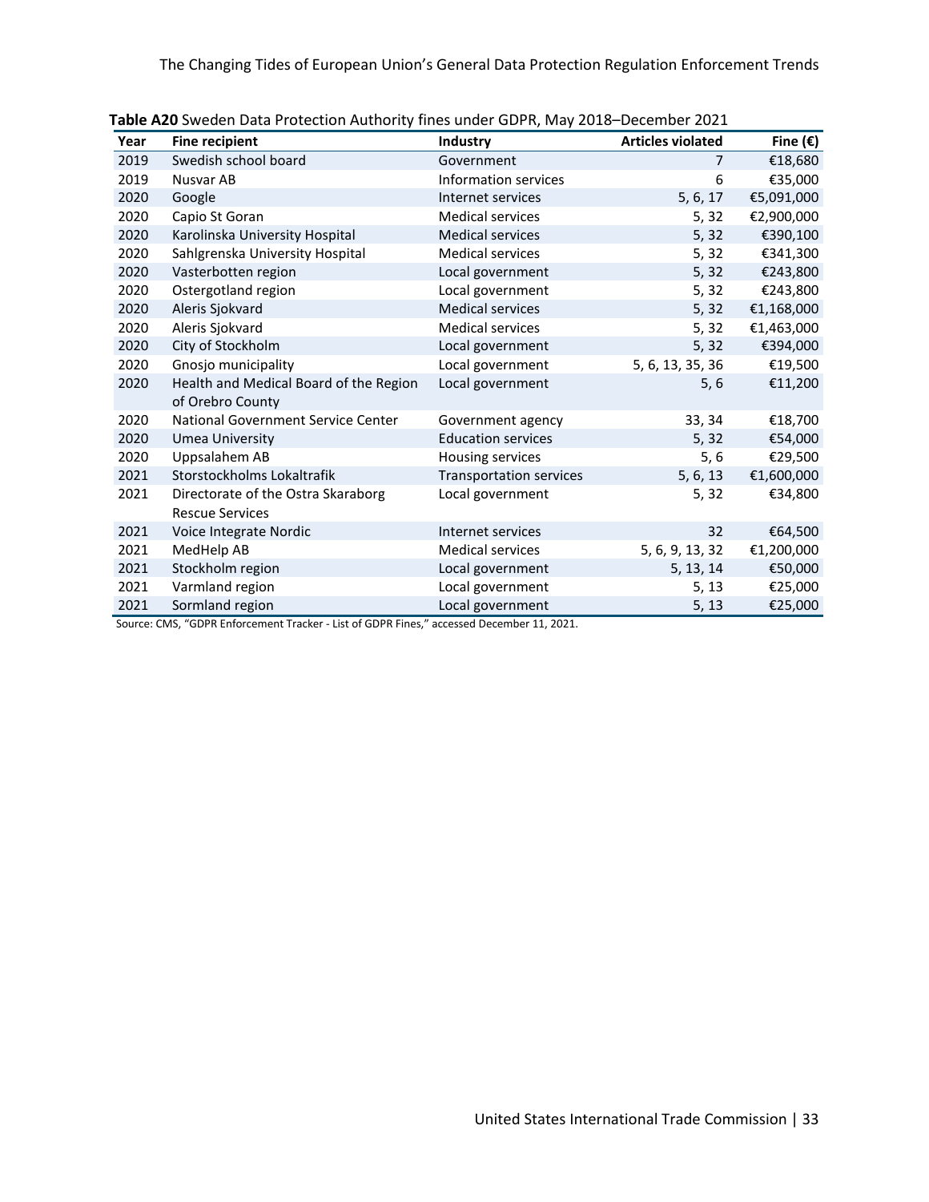**Table A20** Sweden Data Protection Authority fines under GDPR, May 2018–December 2021

| Year | Fine recipient | Industry | Articles violated | Fine (€) |
|---|---|---|---|---|
| 2019 | Swedish school board | Government | 7 | €18,680 |
| 2019 | Nusvar AB | Information services | 6 | €35,000 |
| 2020 | Google | Internet services | 5, 6, 17 | €5,091,000 |
| 2020 | Capio St Goran | Medical services | 5, 32 | €2,900,000 |
| 2020 | Karolinska University Hospital | Medical services | 5, 32 | €390,100 |
| 2020 | Sahlgrenska University Hospital | Medical services | 5, 32 | €341,300 |
| 2020 | Vasterbotten region | Local government | 5, 32 | €243,800 |
| 2020 | Ostergotland region | Local government | 5, 32 | €243,800 |
| 2020 | Aleris Sjokvard | Medical services | 5, 32 | €1,168,000 |
| 2020 | Aleris Sjokvard | Medical services | 5, 32 | €1,463,000 |
| 2020 | City of Stockholm | Local government | 5, 32 | €394,000 |
| 2020 | Gnosjo municipality | Local government | 5, 6, 13, 35, 36 | €19,500 |
| 2020 | Health and Medical Board of the Region of Orebro County | Local government | 5, 6 | €11,200 |
| 2020 | National Government Service Center | Government agency | 33, 34 | €18,700 |
| 2020 | Umea University | Education services | 5, 32 | €54,000 |
| 2020 | Uppsalahem AB | Housing services | 5, 6 | €29,500 |
| 2021 | Storstockholms Lokaltrafik | Transportation services | 5, 6, 13 | €1,600,000 |
| 2021 | Directorate of the Ostra Skaraborg Rescue Services | Local government | 5, 32 | €34,800 |
| 2021 | Voice Integrate Nordic | Internet services | 32 | €64,500 |
| 2021 | MedHelp AB | Medical services | 5, 6, 9, 13, 32 | €1,200,000 |
| 2021 | Stockholm region | Local government | 5, 13, 14 | €50,000 |
| 2021 | Varmland region | Local government | 5, 13 | €25,000 |
| 2021 | Sormland region | Local government | 5, 13 | €25,000 |

Source: CMS, "GDPR Enforcement Tracker - List of GDPR Fines," accessed December 11, 2021.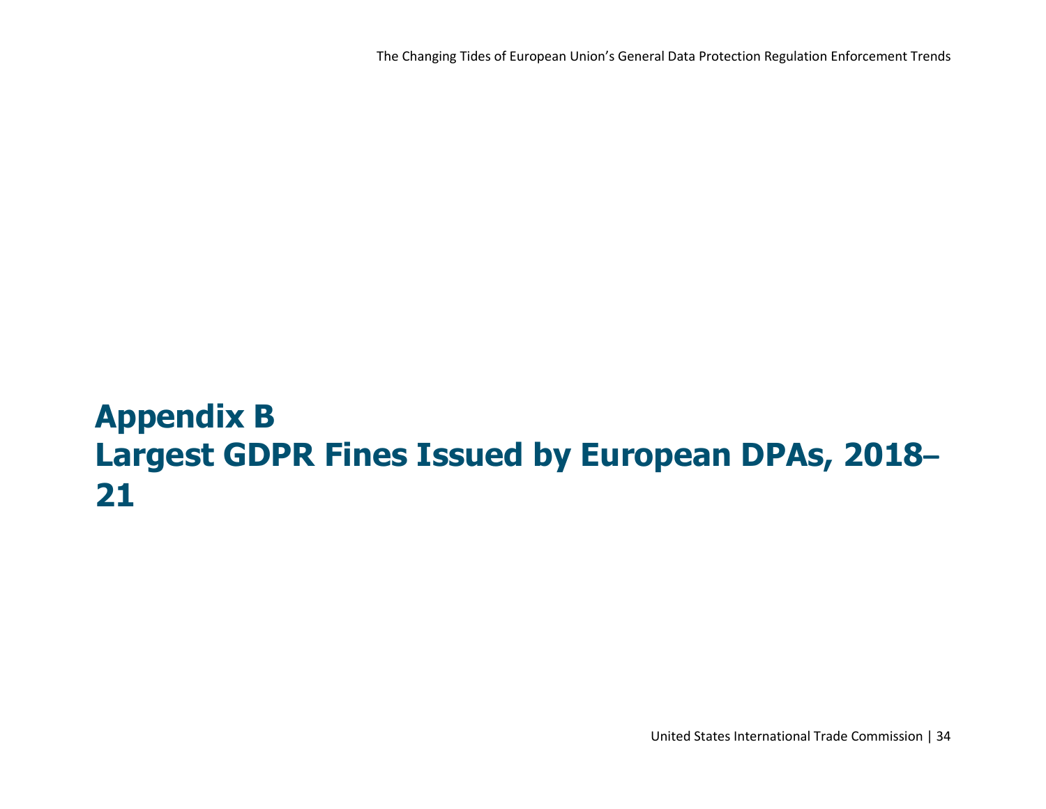# Appendix B
# Largest GDPR Fines Issued by European DPAs, 2018–21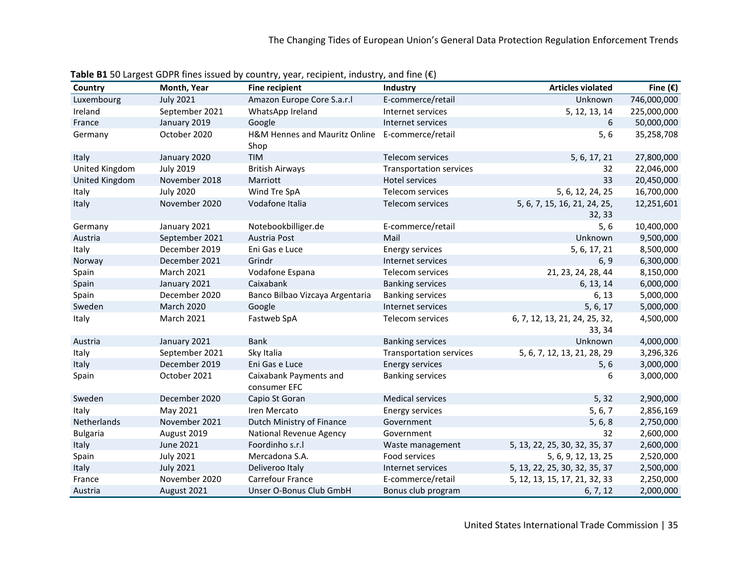**Table B1** 50 Largest GDPR fines issued by country, year, recipient, industry, and fine (€)

| Country | Month, Year | Fine recipient | Industry | Articles violated | Fine (€) |
|---|---|---|---|---|---|
| Luxembourg | July 2021 | Amazon Europe Core S.a.r.l | E-commerce/retail | Unknown | 746,000,000 |
| Ireland | September 2021 | WhatsApp Ireland | Internet services | 5, 12, 13, 14 | 225,000,000 |
| France | January 2019 | Google | Internet services | 6 | 50,000,000 |
| Germany | October 2020 | H&M Hennes and Mauritz Online Shop | E-commerce/retail | 5, 6 | 35,258,708 |
| Italy | January 2020 | TIM | Telecom services | 5, 6, 17, 21 | 27,800,000 |
| United Kingdom | July 2019 | British Airways | Transportation services | 32 | 22,046,000 |
| United Kingdom | November 2018 | Marriott | Hotel services | 33 | 20,450,000 |
| Italy | July 2020 | Wind Tre SpA | Telecom services | 5, 6, 12, 24, 25 | 16,700,000 |
| Italy | November 2020 | Vodafone Italia | Telecom services | 5, 6, 7, 15, 16, 21, 24, 25, 32, 33 | 12,251,601 |
| Germany | January 2021 | Notebookbilliger.de | E-commerce/retail | 5, 6 | 10,400,000 |
| Austria | September 2021 | Austria Post | Mail | Unknown | 9,500,000 |
| Italy | December 2019 | Eni Gas e Luce | Energy services | 5, 6, 17, 21 | 8,500,000 |
| Norway | December 2021 | Grindr | Internet services | 6, 9 | 6,300,000 |
| Spain | March 2021 | Vodafone Espana | Telecom services | 21, 23, 24, 28, 44 | 8,150,000 |
| Spain | January 2021 | Caixabank | Banking services | 6, 13, 14 | 6,000,000 |
| Spain | December 2020 | Banco Bilbao Vizcaya Argentaria | Banking services | 6, 13 | 5,000,000 |
| Sweden | March 2020 | Google | Internet services | 5, 6, 17 | 5,000,000 |
| Italy | March 2021 | Fastweb SpA | Telecom services | 6, 7, 12, 13, 21, 24, 25, 32, 33, 34 | 4,500,000 |
| Austria | January 2021 | Bank | Banking services | Unknown | 4,000,000 |
| Italy | September 2021 | Sky Italia | Transportation services | 5, 6, 7, 12, 13, 21, 28, 29 | 3,296,326 |
| Italy | December 2019 | Eni Gas e Luce | Energy services | 5, 6 | 3,000,000 |
| Spain | October 2021 | Caixabank Payments and consumer EFC | Banking services | 6 | 3,000,000 |
| Sweden | December 2020 | Capio St Goran | Medical services | 5, 32 | 2,900,000 |
| Italy | May 2021 | Iren Mercato | Energy services | 5, 6, 7 | 2,856,169 |
| Netherlands | November 2021 | Dutch Ministry of Finance | Government | 5, 6, 8 | 2,750,000 |
| Bulgaria | August 2019 | National Revenue Agency | Government | 32 | 2,600,000 |
| Italy | June 2021 | Foordinho s.r.l | Waste management | 5, 13, 22, 25, 30, 32, 35, 37 | 2,600,000 |
| Spain | July 2021 | Mercadona S.A. | Food services | 5, 6, 9, 12, 13, 25 | 2,520,000 |
| Italy | July 2021 | Deliveroo Italy | Internet services | 5, 13, 22, 25, 30, 32, 35, 37 | 2,500,000 |
| France | November 2020 | Carrefour France | E-commerce/retail | 5, 12, 13, 15, 17, 21, 32, 33 | 2,250,000 |
| Austria | August 2021 | Unser O-Bonus Club GmbH | Bonus club program | 6, 7, 12 | 2,000,000 |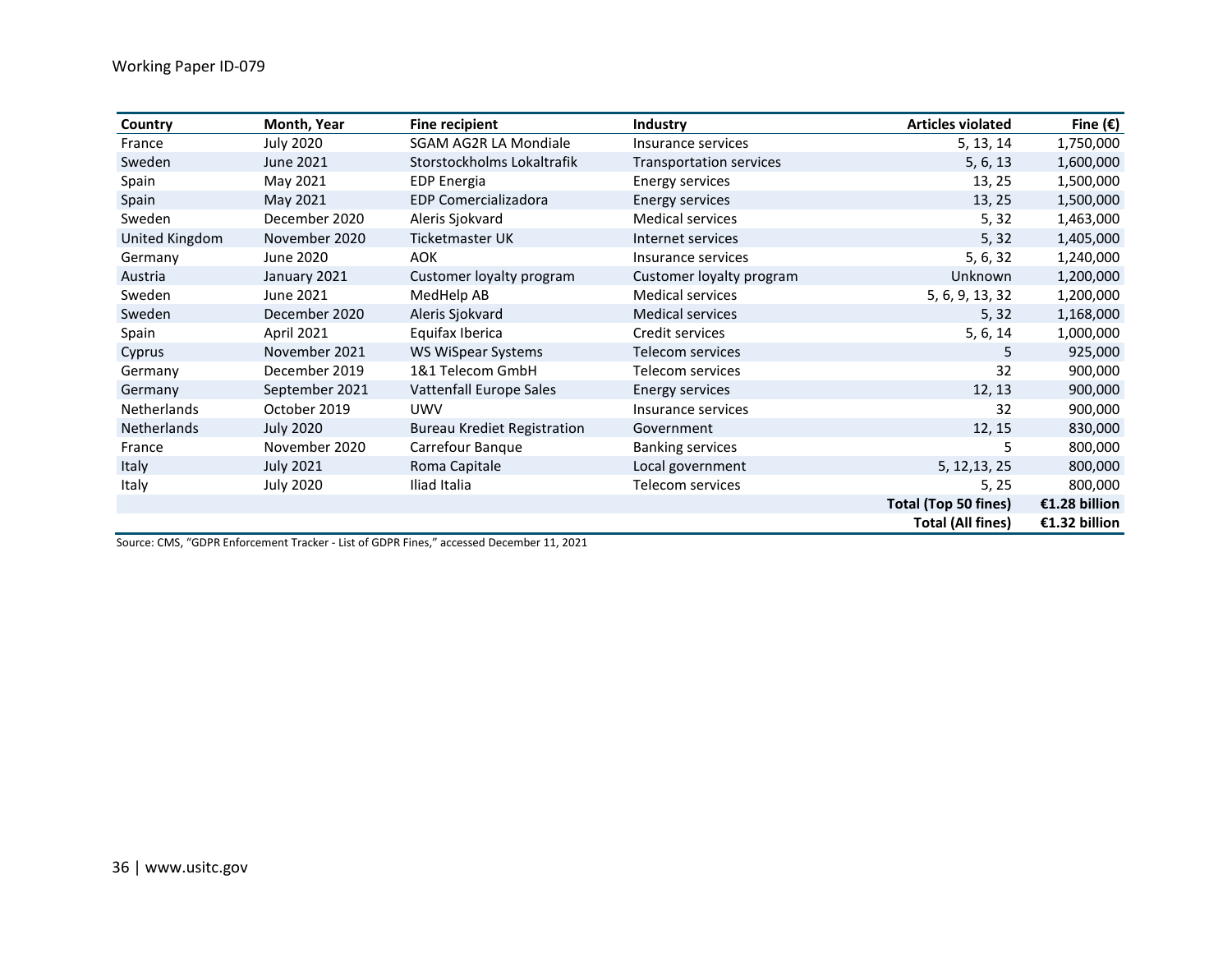| Country | Month, Year | Fine recipient | Industry | Articles violated | Fine (€) |
|---|---|---|---|---|---|
| France | July 2020 | SGAM AG2R LA Mondiale | Insurance services | 5, 13, 14 | 1,750,000 |
| Sweden | June 2021 | Storstockholms Lokaltrafik | Transportation services | 5, 6, 13 | 1,600,000 |
| Spain | May 2021 | EDP Energia | Energy services | 13, 25 | 1,500,000 |
| Spain | May 2021 | EDP Comercializadora | Energy services | 13, 25 | 1,500,000 |
| Sweden | December 2020 | Aleris Sjokvard | Medical services | 5, 32 | 1,463,000 |
| United Kingdom | November 2020 | Ticketmaster UK | Internet services | 5, 32 | 1,405,000 |
| Germany | June 2020 | AOK | Insurance services | 5, 6, 32 | 1,240,000 |
| Austria | January 2021 | Customer loyalty program | Customer loyalty program | Unknown | 1,200,000 |
| Sweden | June 2021 | MedHelp AB | Medical services | 5, 6, 9, 13, 32 | 1,200,000 |
| Sweden | December 2020 | Aleris Sjokvard | Medical services | 5, 32 | 1,168,000 |
| Spain | April 2021 | Equifax Iberica | Credit services | 5, 6, 14 | 1,000,000 |
| Cyprus | November 2021 | WS WiSpear Systems | Telecom services | 5 | 925,000 |
| Germany | December 2019 | 1&1 Telecom GmbH | Telecom services | 32 | 900,000 |
| Germany | September 2021 | Vattenfall Europe Sales | Energy services | 12, 13 | 900,000 |
| Netherlands | October 2019 | UWV | Insurance services | 32 | 900,000 |
| Netherlands | July 2020 | Bureau Krediet Registration | Government | 12, 15 | 830,000 |
| France | November 2020 | Carrefour Banque | Banking services | 5 | 800,000 |
| Italy | July 2021 | Roma Capitale | Local government | 5, 12,13, 25 | 800,000 |
| Italy | July 2020 | Iliad Italia | Telecom services | 5, 25 | 800,000 |
| | | | | **Total (Top 50 fines)** | **€1.28 billion** |
| | | | | **Total (All fines)** | **€1.32 billion** |

Source: CMS, "GDPR Enforcement Tracker - List of GDPR Fines," accessed December 11, 2021